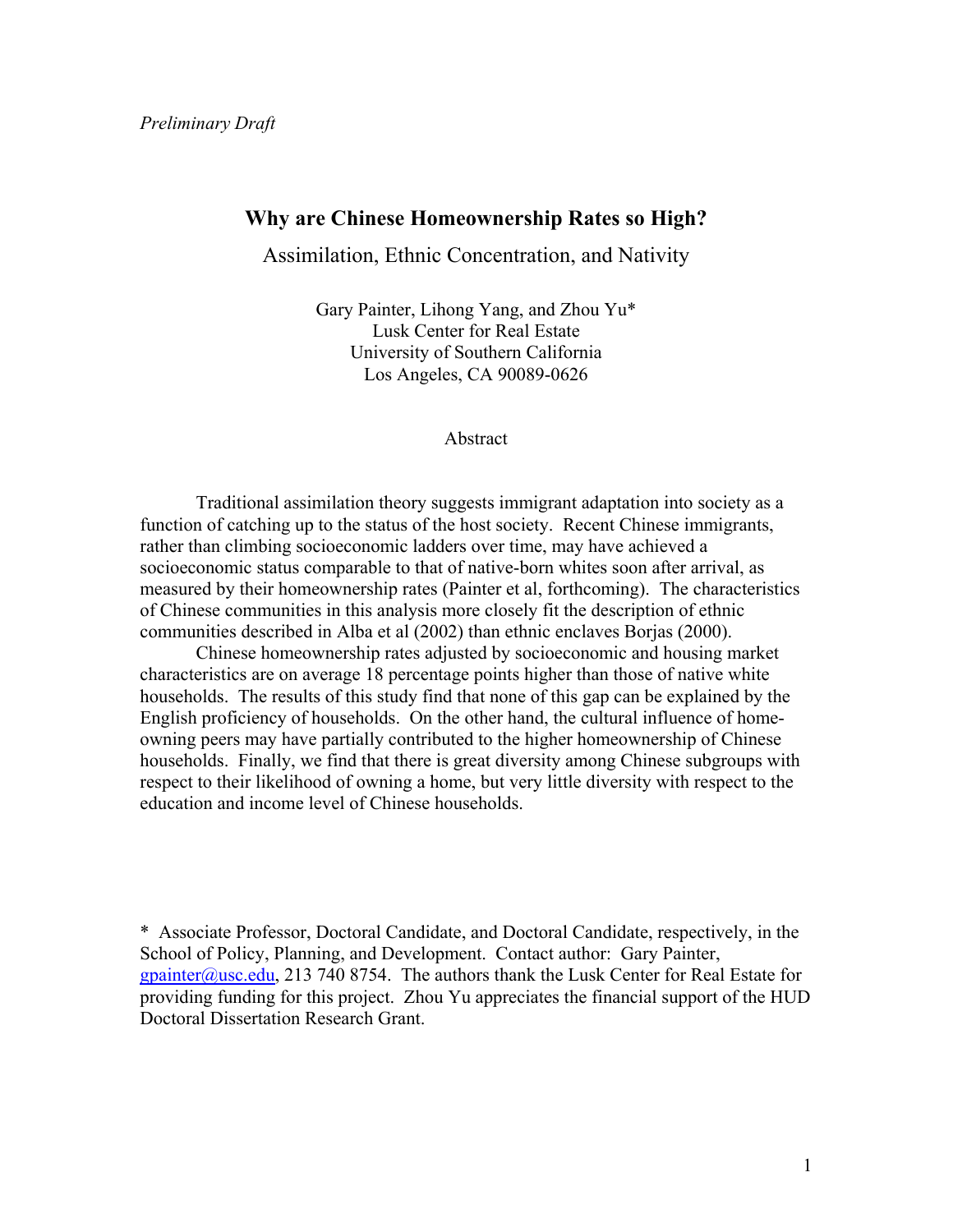*Preliminary Draft*

# Why are Chinese Homeownership Rates so High?

Assimilation, Ethnic Concentration, and Nativity

Gary Painter, Lihong Yang, and Zhou Yu*
Lusk Center for Real Estate
University of Southern California
Los Angeles, CA 90089-0626

## Abstract

Traditional assimilation theory suggests immigrant adaptation into society as a function of catching up to the status of the host society. Recent Chinese immigrants, rather than climbing socioeconomic ladders over time, may have achieved a socioeconomic status comparable to that of native-born whites soon after arrival, as measured by their homeownership rates (Painter et al, forthcoming). The characteristics of Chinese communities in this analysis more closely fit the description of ethnic communities described in Alba et al (2002) than ethnic enclaves Borjas (2000).

Chinese homeownership rates adjusted by socioeconomic and housing market characteristics are on average 18 percentage points higher than those of native white households. The results of this study find that none of this gap can be explained by the English proficiency of households. On the other hand, the cultural influence of home-owning peers may have partially contributed to the higher homeownership of Chinese households. Finally, we find that there is great diversity among Chinese subgroups with respect to their likelihood of owning a home, but very little diversity with respect to the education and income level of Chinese households.

\* Associate Professor, Doctoral Candidate, and Doctoral Candidate, respectively, in the School of Policy, Planning, and Development. Contact author: Gary Painter, gpainter@usc.edu, 213 740 8754. The authors thank the Lusk Center for Real Estate for providing funding for this project. Zhou Yu appreciates the financial support of the HUD Doctoral Dissertation Research Grant.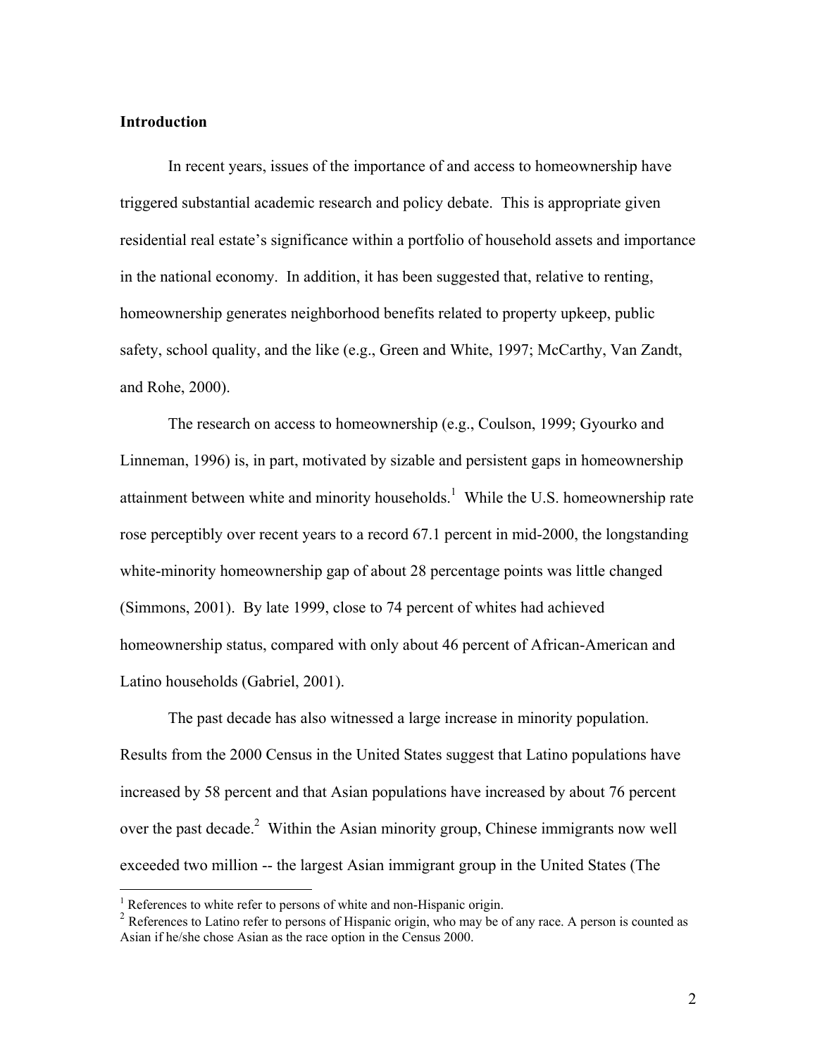**Introduction**

In recent years, issues of the importance of and access to homeownership have triggered substantial academic research and policy debate. This is appropriate given residential real estate's significance within a portfolio of household assets and importance in the national economy. In addition, it has been suggested that, relative to renting, homeownership generates neighborhood benefits related to property upkeep, public safety, school quality, and the like (e.g., Green and White, 1997; McCarthy, Van Zandt, and Rohe, 2000).

The research on access to homeownership (e.g., Coulson, 1999; Gyourko and Linneman, 1996) is, in part, motivated by sizable and persistent gaps in homeownership attainment between white and minority households.[1] While the U.S. homeownership rate rose perceptibly over recent years to a record 67.1 percent in mid-2000, the longstanding white-minority homeownership gap of about 28 percentage points was little changed (Simmons, 2001). By late 1999, close to 74 percent of whites had achieved homeownership status, compared with only about 46 percent of African-American and Latino households (Gabriel, 2001).

The past decade has also witnessed a large increase in minority population. Results from the 2000 Census in the United States suggest that Latino populations have increased by 58 percent and that Asian populations have increased by about 76 percent over the past decade.[2] Within the Asian minority group, Chinese immigrants now well exceeded two million -- the largest Asian immigrant group in the United States (The

[1] References to white refer to persons of white and non-Hispanic origin.

[2] References to Latino refer to persons of Hispanic origin, who may be of any race. A person is counted as Asian if he/she chose Asian as the race option in the Census 2000.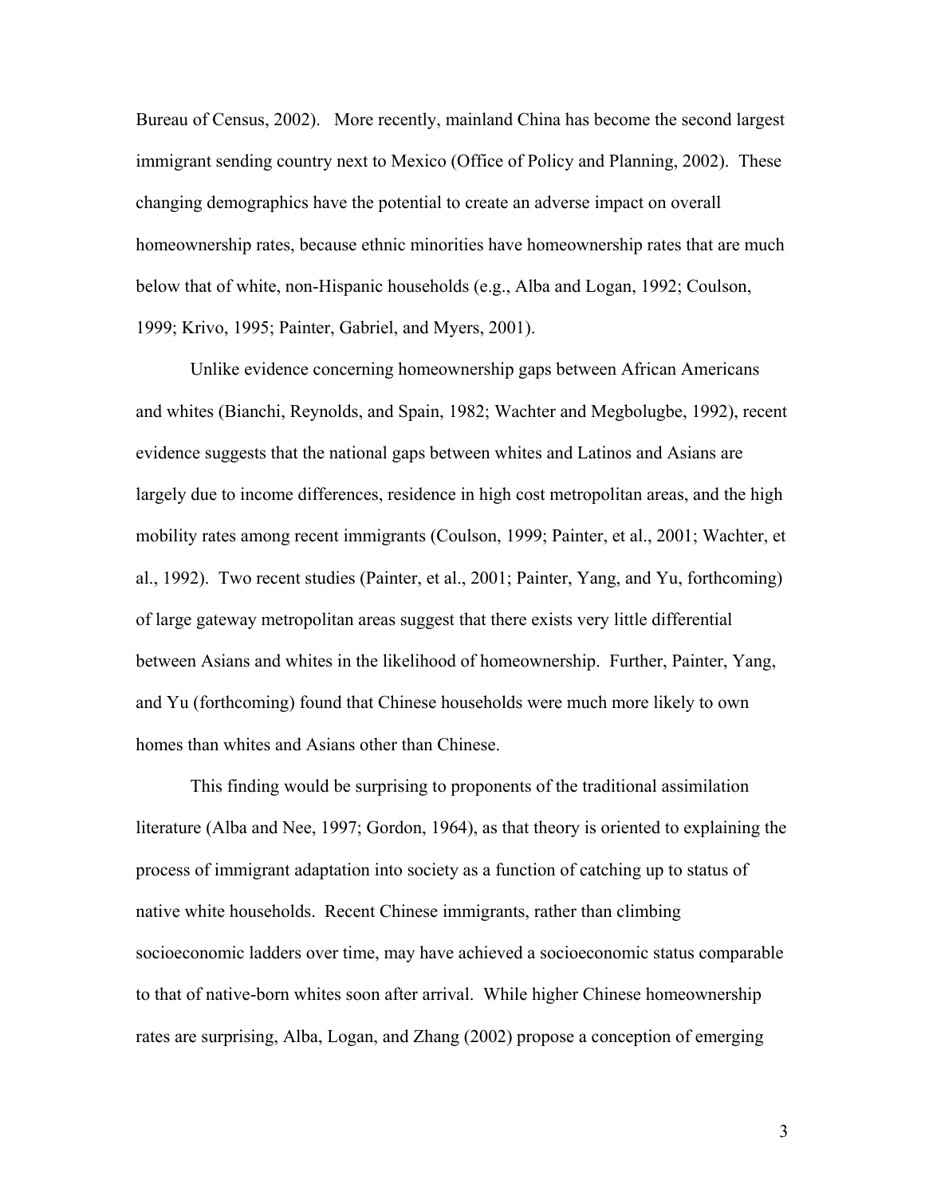Bureau of Census, 2002). More recently, mainland China has become the second largest immigrant sending country next to Mexico (Office of Policy and Planning, 2002). These changing demographics have the potential to create an adverse impact on overall homeownership rates, because ethnic minorities have homeownership rates that are much below that of white, non-Hispanic households (e.g., Alba and Logan, 1992; Coulson, 1999; Krivo, 1995; Painter, Gabriel, and Myers, 2001).

Unlike evidence concerning homeownership gaps between African Americans and whites (Bianchi, Reynolds, and Spain, 1982; Wachter and Megbolugbe, 1992), recent evidence suggests that the national gaps between whites and Latinos and Asians are largely due to income differences, residence in high cost metropolitan areas, and the high mobility rates among recent immigrants (Coulson, 1999; Painter, et al., 2001; Wachter, et al., 1992). Two recent studies (Painter, et al., 2001; Painter, Yang, and Yu, forthcoming) of large gateway metropolitan areas suggest that there exists very little differential between Asians and whites in the likelihood of homeownership. Further, Painter, Yang, and Yu (forthcoming) found that Chinese households were much more likely to own homes than whites and Asians other than Chinese.

This finding would be surprising to proponents of the traditional assimilation literature (Alba and Nee, 1997; Gordon, 1964), as that theory is oriented to explaining the process of immigrant adaptation into society as a function of catching up to status of native white households. Recent Chinese immigrants, rather than climbing socioeconomic ladders over time, may have achieved a socioeconomic status comparable to that of native-born whites soon after arrival. While higher Chinese homeownership rates are surprising, Alba, Logan, and Zhang (2002) propose a conception of emerging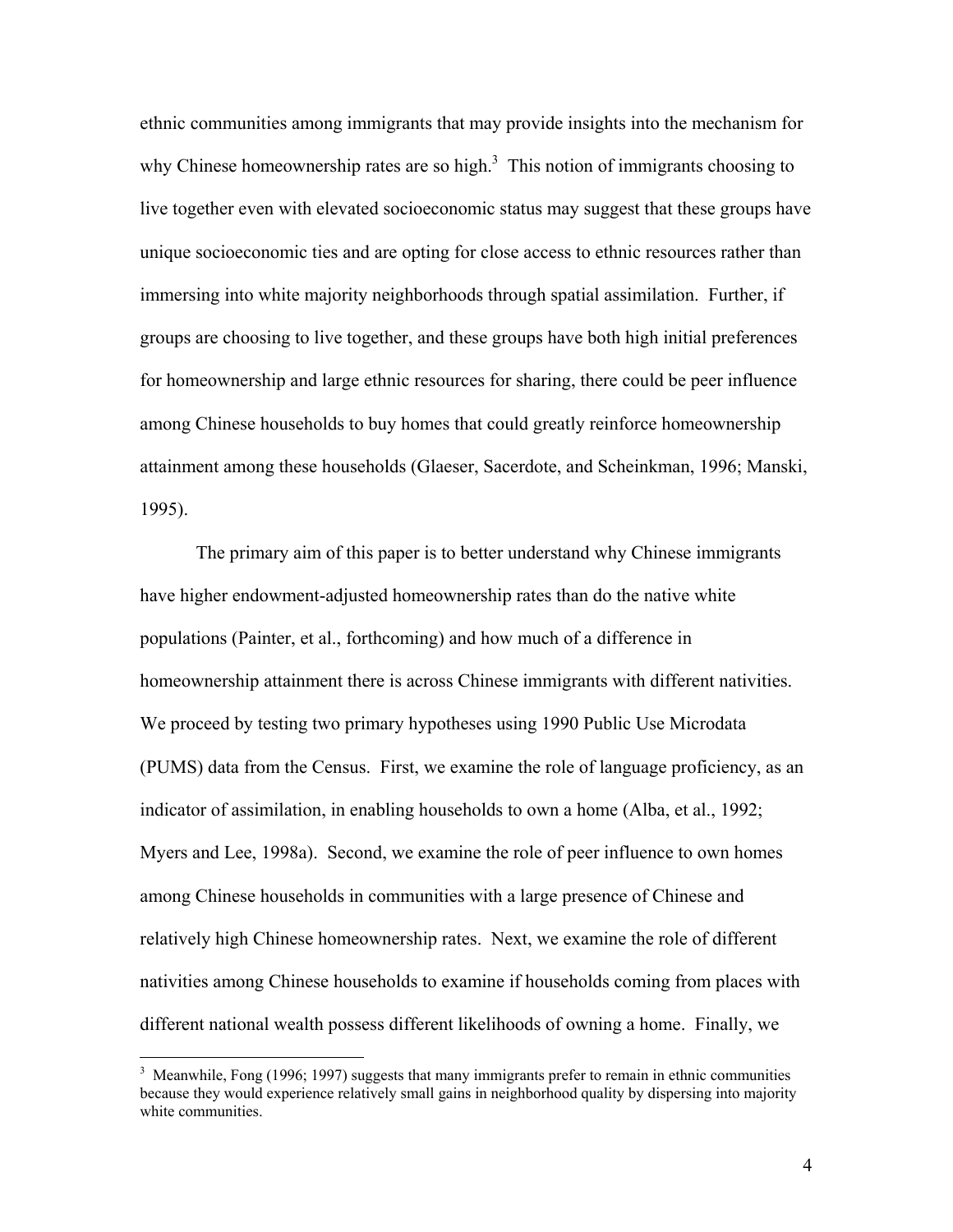ethnic communities among immigrants that may provide insights into the mechanism for why Chinese homeownership rates are so high.[3] This notion of immigrants choosing to live together even with elevated socioeconomic status may suggest that these groups have unique socioeconomic ties and are opting for close access to ethnic resources rather than immersing into white majority neighborhoods through spatial assimilation. Further, if groups are choosing to live together, and these groups have both high initial preferences for homeownership and large ethnic resources for sharing, there could be peer influence among Chinese households to buy homes that could greatly reinforce homeownership attainment among these households (Glaeser, Sacerdote, and Scheinkman, 1996; Manski, 1995).

The primary aim of this paper is to better understand why Chinese immigrants have higher endowment-adjusted homeownership rates than do the native white populations (Painter, et al., forthcoming) and how much of a difference in homeownership attainment there is across Chinese immigrants with different nativities. We proceed by testing two primary hypotheses using 1990 Public Use Microdata (PUMS) data from the Census. First, we examine the role of language proficiency, as an indicator of assimilation, in enabling households to own a home (Alba, et al., 1992; Myers and Lee, 1998a). Second, we examine the role of peer influence to own homes among Chinese households in communities with a large presence of Chinese and relatively high Chinese homeownership rates. Next, we examine the role of different nativities among Chinese households to examine if households coming from places with different national wealth possess different likelihoods of owning a home. Finally, we

[3] Meanwhile, Fong (1996; 1997) suggests that many immigrants prefer to remain in ethnic communities because they would experience relatively small gains in neighborhood quality by dispersing into majority white communities.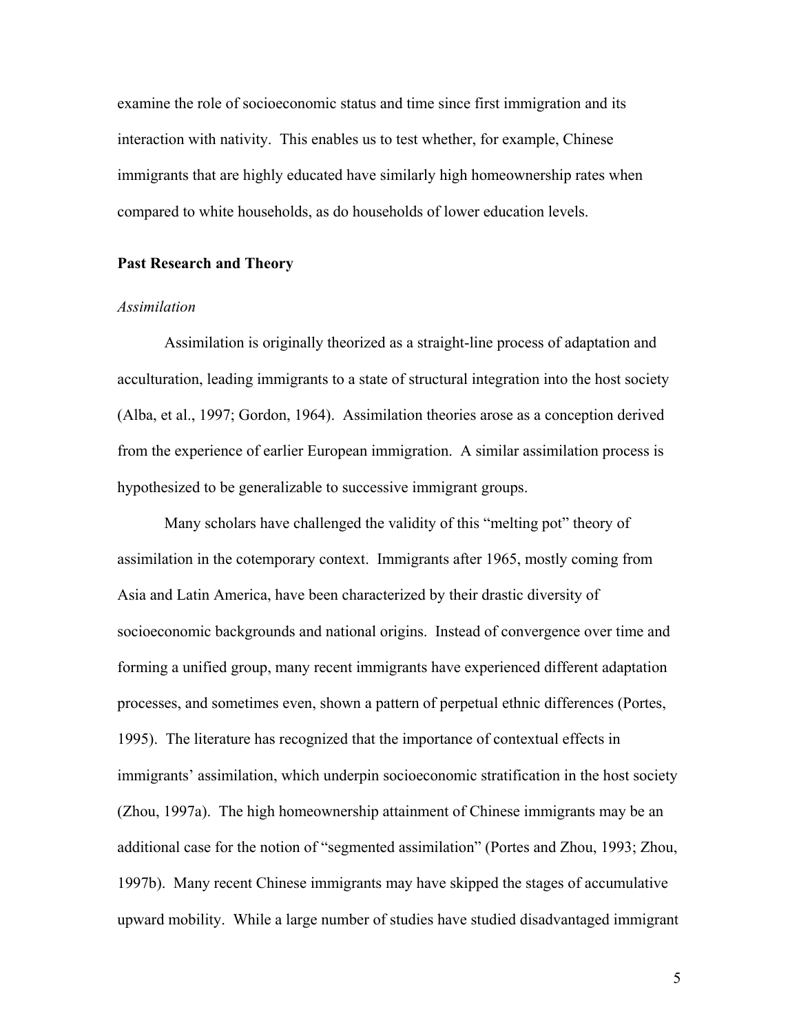examine the role of socioeconomic status and time since first immigration and its interaction with nativity. This enables us to test whether, for example, Chinese immigrants that are highly educated have similarly high homeownership rates when compared to white households, as do households of lower education levels.

## Past Research and Theory

### *Assimilation*

Assimilation is originally theorized as a straight-line process of adaptation and acculturation, leading immigrants to a state of structural integration into the host society (Alba, et al., 1997; Gordon, 1964). Assimilation theories arose as a conception derived from the experience of earlier European immigration. A similar assimilation process is hypothesized to be generalizable to successive immigrant groups.

Many scholars have challenged the validity of this "melting pot" theory of assimilation in the cotemporary context. Immigrants after 1965, mostly coming from Asia and Latin America, have been characterized by their drastic diversity of socioeconomic backgrounds and national origins. Instead of convergence over time and forming a unified group, many recent immigrants have experienced different adaptation processes, and sometimes even, shown a pattern of perpetual ethnic differences (Portes, 1995). The literature has recognized that the importance of contextual effects in immigrants' assimilation, which underpin socioeconomic stratification in the host society (Zhou, 1997a). The high homeownership attainment of Chinese immigrants may be an additional case for the notion of "segmented assimilation" (Portes and Zhou, 1993; Zhou, 1997b). Many recent Chinese immigrants may have skipped the stages of accumulative upward mobility. While a large number of studies have studied disadvantaged immigrant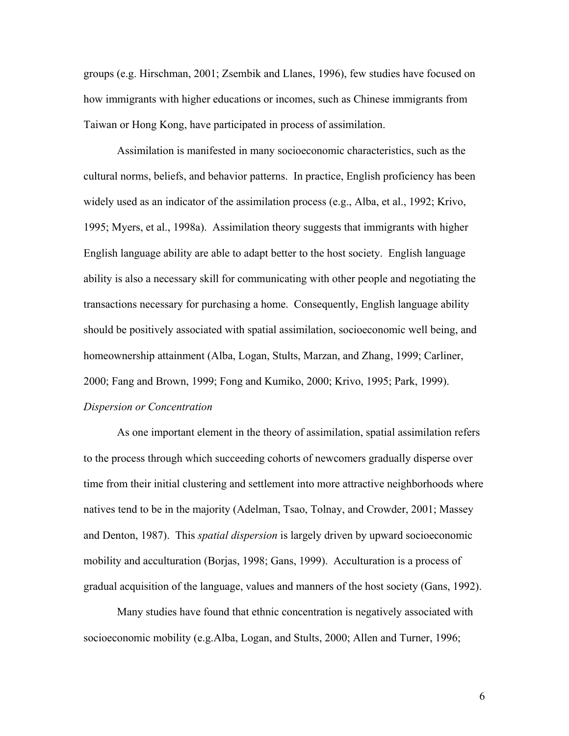groups (e.g. Hirschman, 2001; Zsembik and Llanes, 1996), few studies have focused on how immigrants with higher educations or incomes, such as Chinese immigrants from Taiwan or Hong Kong, have participated in process of assimilation.

Assimilation is manifested in many socioeconomic characteristics, such as the cultural norms, beliefs, and behavior patterns. In practice, English proficiency has been widely used as an indicator of the assimilation process (e.g., Alba, et al., 1992; Krivo, 1995; Myers, et al., 1998a). Assimilation theory suggests that immigrants with higher English language ability are able to adapt better to the host society. English language ability is also a necessary skill for communicating with other people and negotiating the transactions necessary for purchasing a home. Consequently, English language ability should be positively associated with spatial assimilation, socioeconomic well being, and homeownership attainment (Alba, Logan, Stults, Marzan, and Zhang, 1999; Carliner, 2000; Fang and Brown, 1999; Fong and Kumiko, 2000; Krivo, 1995; Park, 1999).

*Dispersion or Concentration*

As one important element in the theory of assimilation, spatial assimilation refers to the process through which succeeding cohorts of newcomers gradually disperse over time from their initial clustering and settlement into more attractive neighborhoods where natives tend to be in the majority (Adelman, Tsao, Tolnay, and Crowder, 2001; Massey and Denton, 1987). This *spatial dispersion* is largely driven by upward socioeconomic mobility and acculturation (Borjas, 1998; Gans, 1999). Acculturation is a process of gradual acquisition of the language, values and manners of the host society (Gans, 1992).

Many studies have found that ethnic concentration is negatively associated with socioeconomic mobility (e.g.Alba, Logan, and Stults, 2000; Allen and Turner, 1996;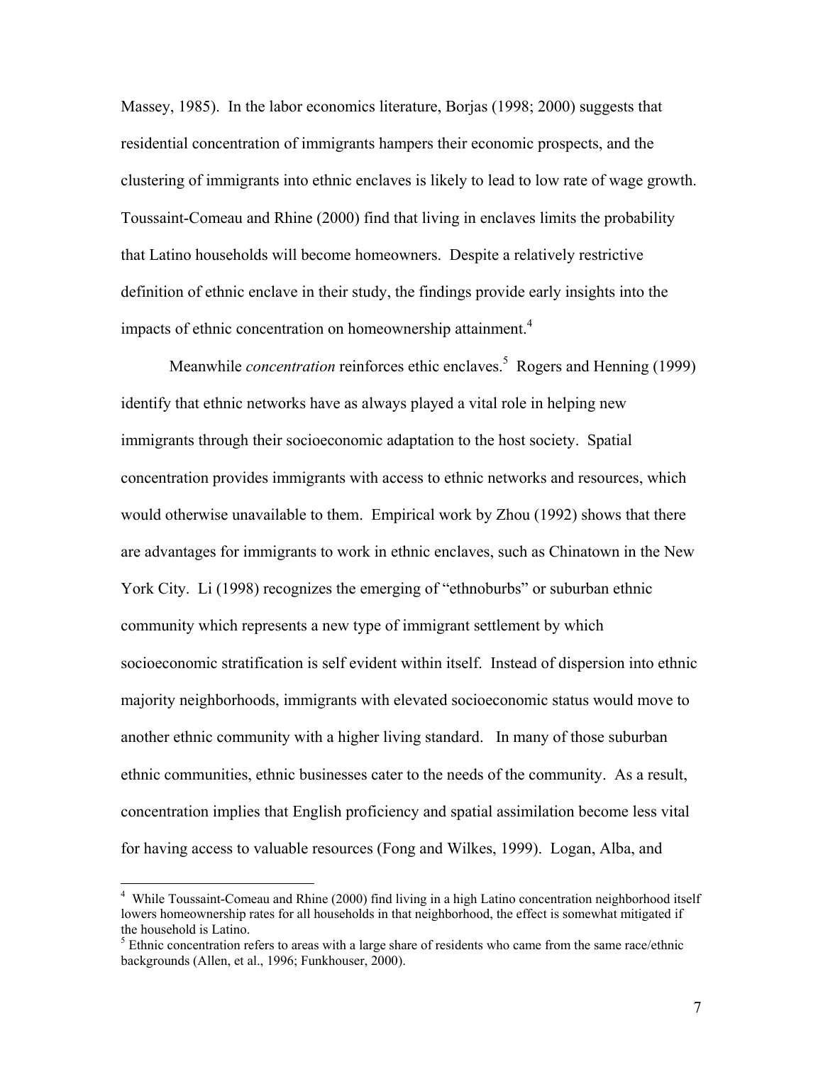Massey, 1985). In the labor economics literature, Borjas (1998; 2000) suggests that residential concentration of immigrants hampers their economic prospects, and the clustering of immigrants into ethnic enclaves is likely to lead to low rate of wage growth. Toussaint-Comeau and Rhine (2000) find that living in enclaves limits the probability that Latino households will become homeowners. Despite a relatively restrictive definition of ethnic enclave in their study, the findings provide early insights into the impacts of ethnic concentration on homeownership attainment.[4]

Meanwhile *concentration* reinforces ethic enclaves.[5] Rogers and Henning (1999) identify that ethnic networks have as always played a vital role in helping new immigrants through their socioeconomic adaptation to the host society. Spatial concentration provides immigrants with access to ethnic networks and resources, which would otherwise unavailable to them. Empirical work by Zhou (1992) shows that there are advantages for immigrants to work in ethnic enclaves, such as Chinatown in the New York City. Li (1998) recognizes the emerging of "ethnoburbs" or suburban ethnic community which represents a new type of immigrant settlement by which socioeconomic stratification is self evident within itself. Instead of dispersion into ethnic majority neighborhoods, immigrants with elevated socioeconomic status would move to another ethnic community with a higher living standard. In many of those suburban ethnic communities, ethnic businesses cater to the needs of the community. As a result, concentration implies that English proficiency and spatial assimilation become less vital for having access to valuable resources (Fong and Wilkes, 1999). Logan, Alba, and

---

[4] While Toussaint-Comeau and Rhine (2000) find living in a high Latino concentration neighborhood itself lowers homeownership rates for all households in that neighborhood, the effect is somewhat mitigated if the household is Latino.

[5] Ethnic concentration refers to areas with a large share of residents who came from the same race/ethnic backgrounds (Allen, et al., 1996; Funkhouser, 2000).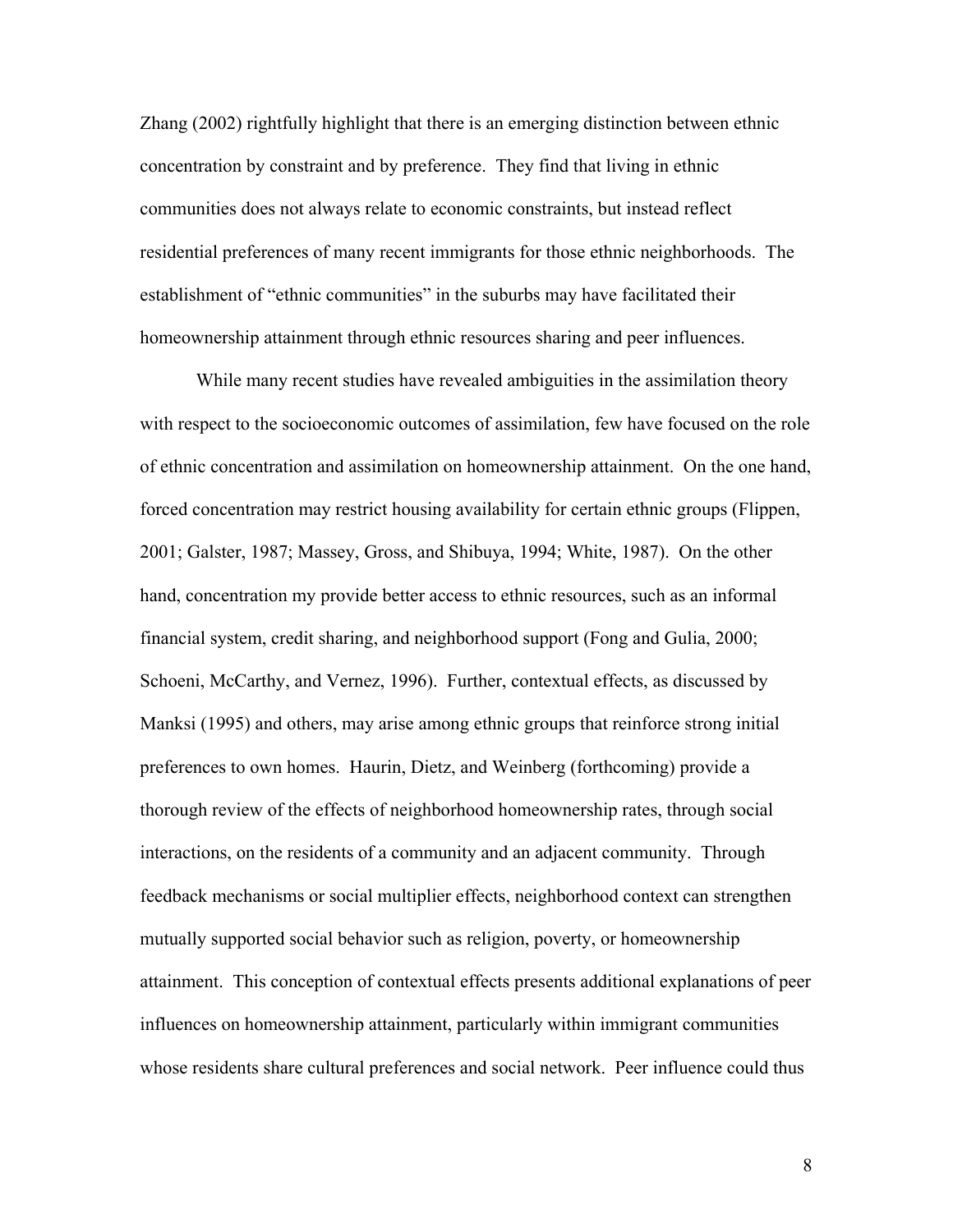Zhang (2002) rightfully highlight that there is an emerging distinction between ethnic concentration by constraint and by preference. They find that living in ethnic communities does not always relate to economic constraints, but instead reflect residential preferences of many recent immigrants for those ethnic neighborhoods. The establishment of "ethnic communities" in the suburbs may have facilitated their homeownership attainment through ethnic resources sharing and peer influences.

While many recent studies have revealed ambiguities in the assimilation theory with respect to the socioeconomic outcomes of assimilation, few have focused on the role of ethnic concentration and assimilation on homeownership attainment. On the one hand, forced concentration may restrict housing availability for certain ethnic groups (Flippen, 2001; Galster, 1987; Massey, Gross, and Shibuya, 1994; White, 1987). On the other hand, concentration my provide better access to ethnic resources, such as an informal financial system, credit sharing, and neighborhood support (Fong and Gulia, 2000; Schoeni, McCarthy, and Vernez, 1996). Further, contextual effects, as discussed by Manksi (1995) and others, may arise among ethnic groups that reinforce strong initial preferences to own homes. Haurin, Dietz, and Weinberg (forthcoming) provide a thorough review of the effects of neighborhood homeownership rates, through social interactions, on the residents of a community and an adjacent community. Through feedback mechanisms or social multiplier effects, neighborhood context can strengthen mutually supported social behavior such as religion, poverty, or homeownership attainment. This conception of contextual effects presents additional explanations of peer influences on homeownership attainment, particularly within immigrant communities whose residents share cultural preferences and social network. Peer influence could thus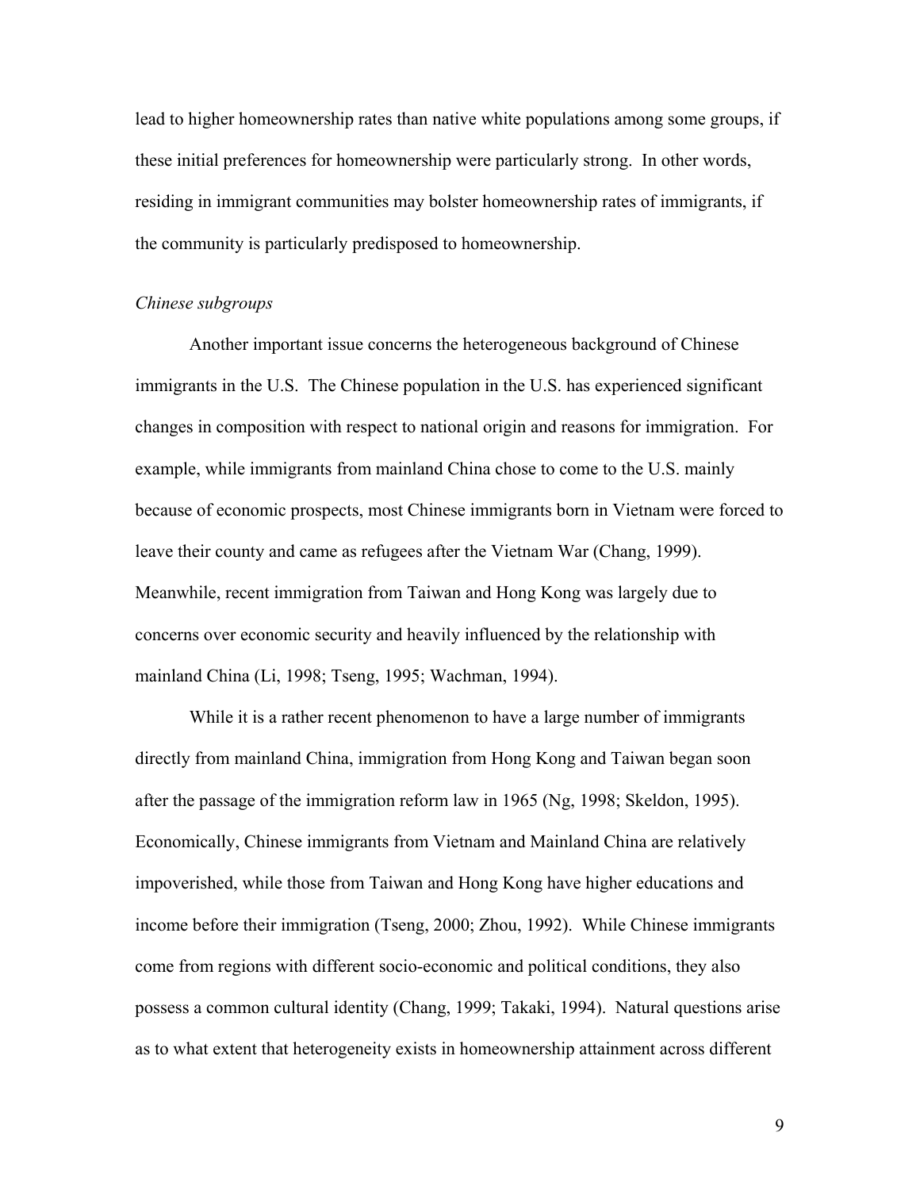lead to higher homeownership rates than native white populations among some groups, if these initial preferences for homeownership were particularly strong. In other words, residing in immigrant communities may bolster homeownership rates of immigrants, if the community is particularly predisposed to homeownership.

### *Chinese subgroups*

Another important issue concerns the heterogeneous background of Chinese immigrants in the U.S. The Chinese population in the U.S. has experienced significant changes in composition with respect to national origin and reasons for immigration. For example, while immigrants from mainland China chose to come to the U.S. mainly because of economic prospects, most Chinese immigrants born in Vietnam were forced to leave their county and came as refugees after the Vietnam War (Chang, 1999). Meanwhile, recent immigration from Taiwan and Hong Kong was largely due to concerns over economic security and heavily influenced by the relationship with mainland China (Li, 1998; Tseng, 1995; Wachman, 1994).

While it is a rather recent phenomenon to have a large number of immigrants directly from mainland China, immigration from Hong Kong and Taiwan began soon after the passage of the immigration reform law in 1965 (Ng, 1998; Skeldon, 1995). Economically, Chinese immigrants from Vietnam and Mainland China are relatively impoverished, while those from Taiwan and Hong Kong have higher educations and income before their immigration (Tseng, 2000; Zhou, 1992). While Chinese immigrants come from regions with different socio-economic and political conditions, they also possess a common cultural identity (Chang, 1999; Takaki, 1994). Natural questions arise as to what extent that heterogeneity exists in homeownership attainment across different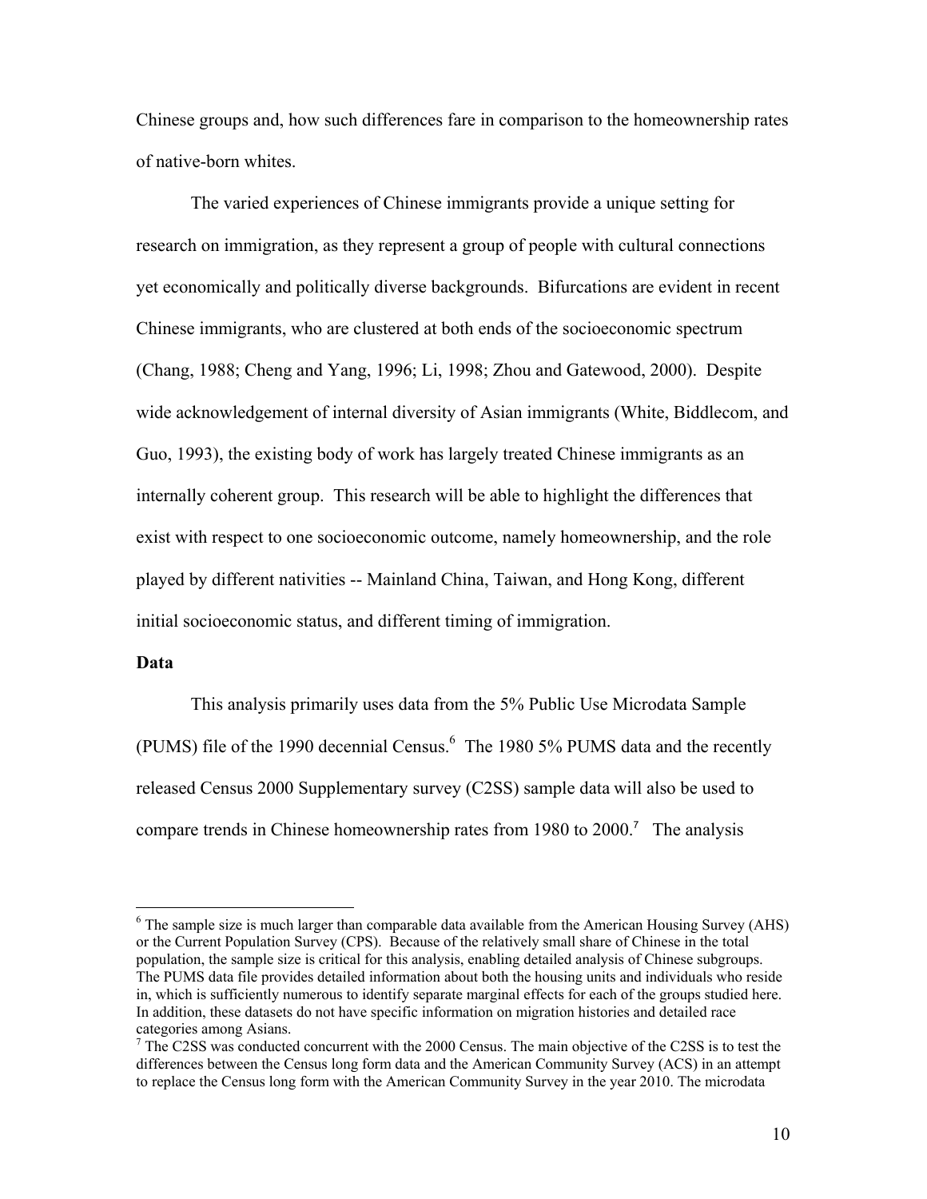Chinese groups and, how such differences fare in comparison to the homeownership rates of native-born whites.

The varied experiences of Chinese immigrants provide a unique setting for research on immigration, as they represent a group of people with cultural connections yet economically and politically diverse backgrounds. Bifurcations are evident in recent Chinese immigrants, who are clustered at both ends of the socioeconomic spectrum (Chang, 1988; Cheng and Yang, 1996; Li, 1998; Zhou and Gatewood, 2000). Despite wide acknowledgement of internal diversity of Asian immigrants (White, Biddlecom, and Guo, 1993), the existing body of work has largely treated Chinese immigrants as an internally coherent group. This research will be able to highlight the differences that exist with respect to one socioeconomic outcome, namely homeownership, and the role played by different nativities -- Mainland China, Taiwan, and Hong Kong, different initial socioeconomic status, and different timing of immigration.

**Data**

This analysis primarily uses data from the 5% Public Use Microdata Sample (PUMS) file of the 1990 decennial Census.[6] The 1980 5% PUMS data and the recently released Census 2000 Supplementary survey (C2SS) sample data will also be used to compare trends in Chinese homeownership rates from 1980 to 2000.[7] The analysis

[6] The sample size is much larger than comparable data available from the American Housing Survey (AHS) or the Current Population Survey (CPS). Because of the relatively small share of Chinese in the total population, the sample size is critical for this analysis, enabling detailed analysis of Chinese subgroups. The PUMS data file provides detailed information about both the housing units and individuals who reside in, which is sufficiently numerous to identify separate marginal effects for each of the groups studied here. In addition, these datasets do not have specific information on migration histories and detailed race categories among Asians.

[7] The C2SS was conducted concurrent with the 2000 Census. The main objective of the C2SS is to test the differences between the Census long form data and the American Community Survey (ACS) in an attempt to replace the Census long form with the American Community Survey in the year 2010. The microdata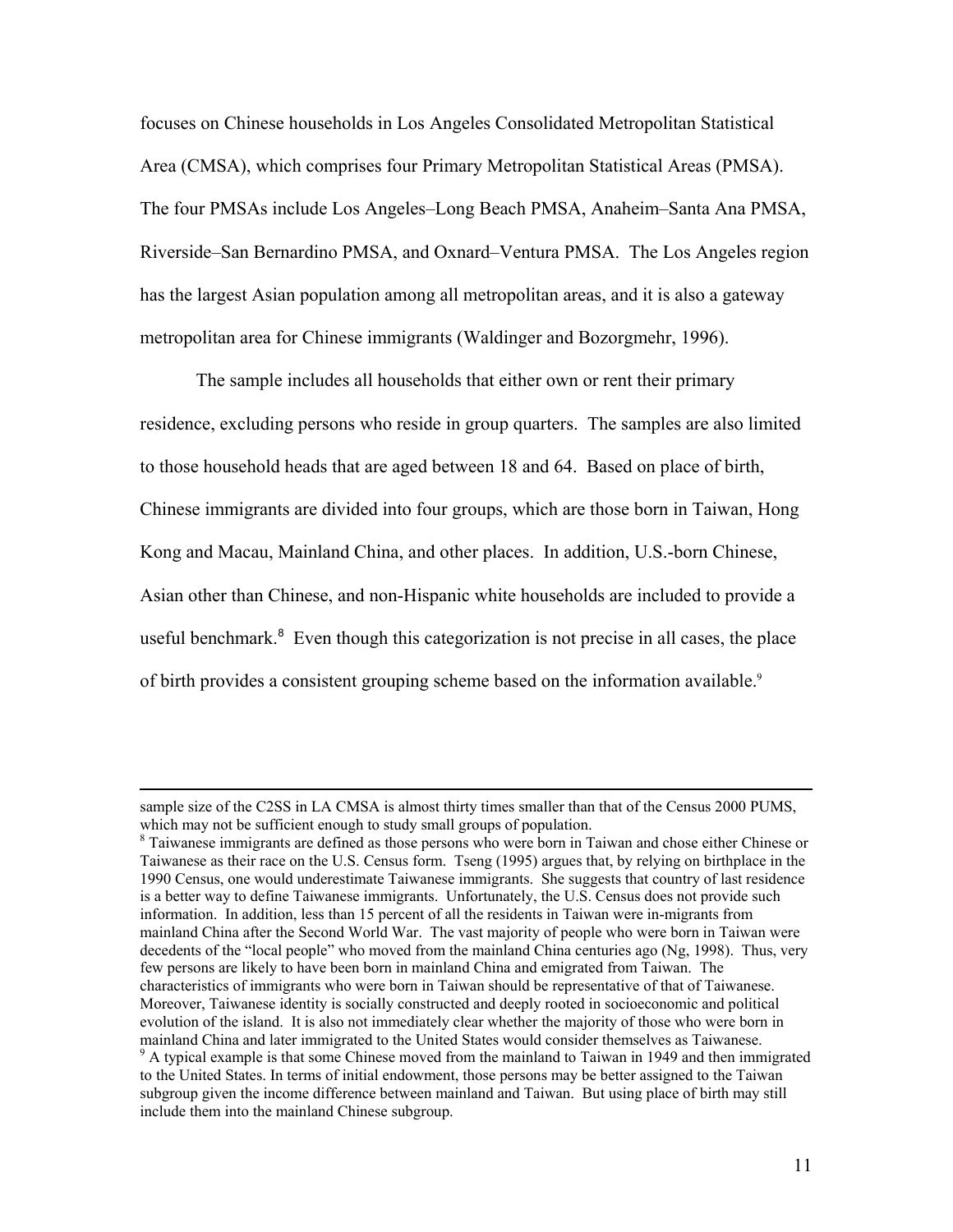focuses on Chinese households in Los Angeles Consolidated Metropolitan Statistical Area (CMSA), which comprises four Primary Metropolitan Statistical Areas (PMSA). The four PMSAs include Los Angeles–Long Beach PMSA, Anaheim–Santa Ana PMSA, Riverside–San Bernardino PMSA, and Oxnard–Ventura PMSA. The Los Angeles region has the largest Asian population among all metropolitan areas, and it is also a gateway metropolitan area for Chinese immigrants (Waldinger and Bozorgmehr, 1996).

The sample includes all households that either own or rent their primary residence, excluding persons who reside in group quarters. The samples are also limited to those household heads that are aged between 18 and 64. Based on place of birth, Chinese immigrants are divided into four groups, which are those born in Taiwan, Hong Kong and Macau, Mainland China, and other places. In addition, U.S.-born Chinese, Asian other than Chinese, and non-Hispanic white households are included to provide a useful benchmark.[8] Even though this categorization is not precise in all cases, the place of birth provides a consistent grouping scheme based on the information available.[9]

---

sample size of the C2SS in LA CMSA is almost thirty times smaller than that of the Census 2000 PUMS, which may not be sufficient enough to study small groups of population.

[8] Taiwanese immigrants are defined as those persons who were born in Taiwan and chose either Chinese or Taiwanese as their race on the U.S. Census form. Tseng (1995) argues that, by relying on birthplace in the 1990 Census, one would underestimate Taiwanese immigrants. She suggests that country of last residence is a better way to define Taiwanese immigrants. Unfortunately, the U.S. Census does not provide such information. In addition, less than 15 percent of all the residents in Taiwan were in-migrants from mainland China after the Second World War. The vast majority of people who were born in Taiwan were decedents of the "local people" who moved from the mainland China centuries ago (Ng, 1998). Thus, very few persons are likely to have been born in mainland China and emigrated from Taiwan. The characteristics of immigrants who were born in Taiwan should be representative of that of Taiwanese. Moreover, Taiwanese identity is socially constructed and deeply rooted in socioeconomic and political evolution of the island. It is also not immediately clear whether the majority of those who were born in mainland China and later immigrated to the United States would consider themselves as Taiwanese.

[9] A typical example is that some Chinese moved from the mainland to Taiwan in 1949 and then immigrated to the United States. In terms of initial endowment, those persons may be better assigned to the Taiwan subgroup given the income difference between mainland and Taiwan. But using place of birth may still include them into the mainland Chinese subgroup.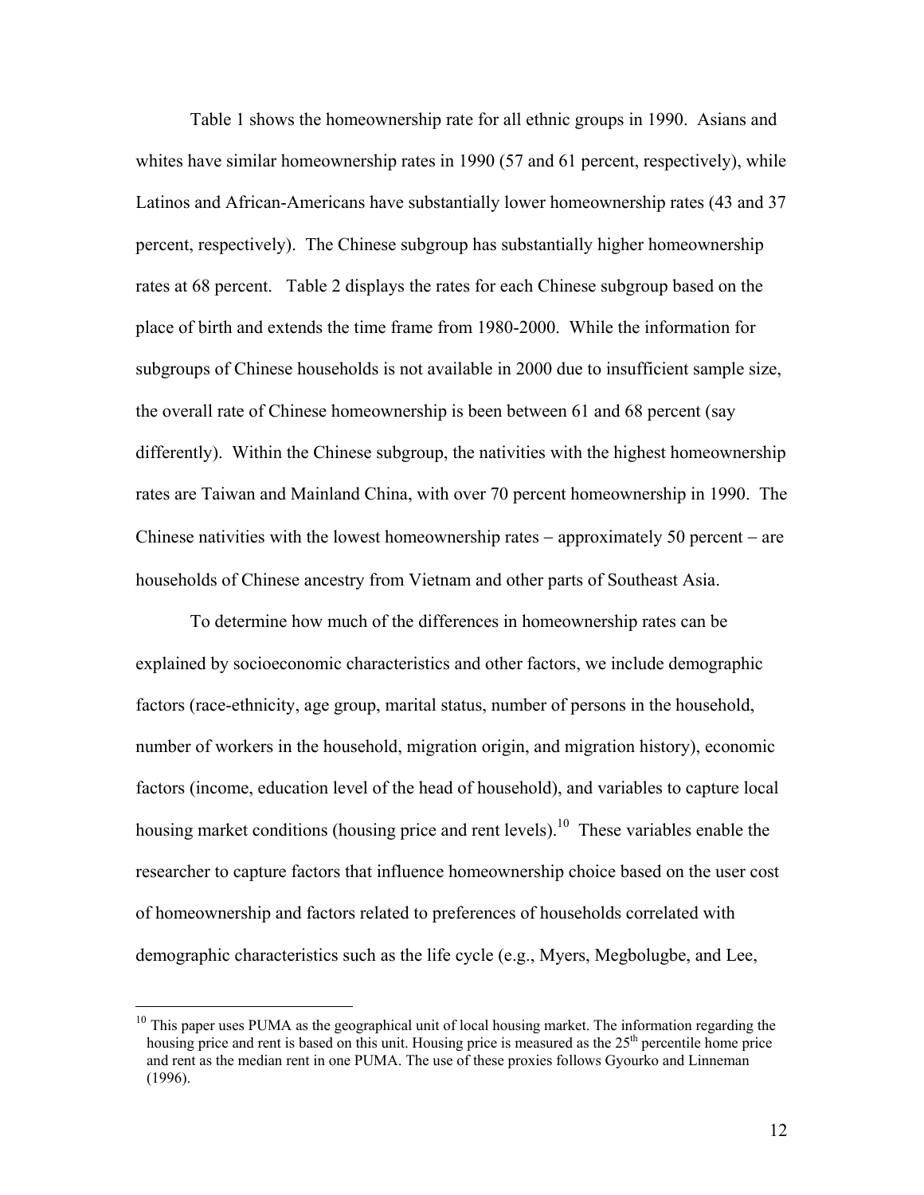Table 1 shows the homeownership rate for all ethnic groups in 1990. Asians and whites have similar homeownership rates in 1990 (57 and 61 percent, respectively), while Latinos and African-Americans have substantially lower homeownership rates (43 and 37 percent, respectively). The Chinese subgroup has substantially higher homeownership rates at 68 percent. Table 2 displays the rates for each Chinese subgroup based on the place of birth and extends the time frame from 1980-2000. While the information for subgroups of Chinese households is not available in 2000 due to insufficient sample size, the overall rate of Chinese homeownership is been between 61 and 68 percent (say differently). Within the Chinese subgroup, the nativities with the highest homeownership rates are Taiwan and Mainland China, with over 70 percent homeownership in 1990. The Chinese nativities with the lowest homeownership rates – approximately 50 percent – are households of Chinese ancestry from Vietnam and other parts of Southeast Asia.

To determine how much of the differences in homeownership rates can be explained by socioeconomic characteristics and other factors, we include demographic factors (race-ethnicity, age group, marital status, number of persons in the household, number of workers in the household, migration origin, and migration history), economic factors (income, education level of the head of household), and variables to capture local housing market conditions (housing price and rent levels).[10] These variables enable the researcher to capture factors that influence homeownership choice based on the user cost of homeownership and factors related to preferences of households correlated with demographic characteristics such as the life cycle (e.g., Myers, Megbolugbe, and Lee,

[10] This paper uses PUMA as the geographical unit of local housing market. The information regarding the housing price and rent is based on this unit. Housing price is measured as the 25[th] percentile home price and rent as the median rent in one PUMA. The use of these proxies follows Gyourko and Linneman (1996).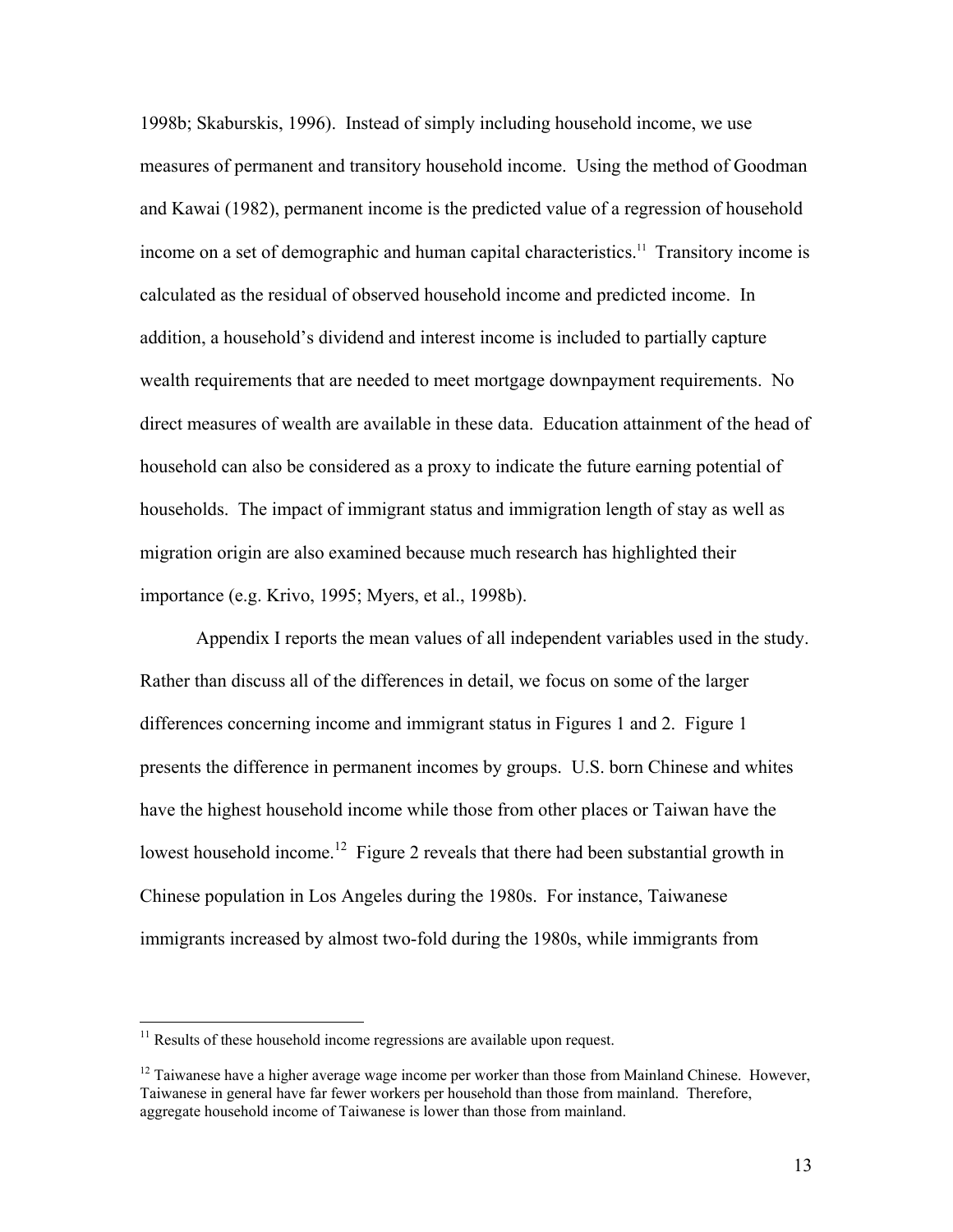1998b; Skaburskis, 1996). Instead of simply including household income, we use measures of permanent and transitory household income. Using the method of Goodman and Kawai (1982), permanent income is the predicted value of a regression of household income on a set of demographic and human capital characteristics.[11] Transitory income is calculated as the residual of observed household income and predicted income. In addition, a household's dividend and interest income is included to partially capture wealth requirements that are needed to meet mortgage downpayment requirements. No direct measures of wealth are available in these data. Education attainment of the head of household can also be considered as a proxy to indicate the future earning potential of households. The impact of immigrant status and immigration length of stay as well as migration origin are also examined because much research has highlighted their importance (e.g. Krivo, 1995; Myers, et al., 1998b).

Appendix I reports the mean values of all independent variables used in the study. Rather than discuss all of the differences in detail, we focus on some of the larger differences concerning income and immigrant status in Figures 1 and 2. Figure 1 presents the difference in permanent incomes by groups. U.S. born Chinese and whites have the highest household income while those from other places or Taiwan have the lowest household income.[12] Figure 2 reveals that there had been substantial growth in Chinese population in Los Angeles during the 1980s. For instance, Taiwanese immigrants increased by almost two-fold during the 1980s, while immigrants from

---

[11] Results of these household income regressions are available upon request.

[12] Taiwanese have a higher average wage income per worker than those from Mainland Chinese. However, Taiwanese in general have far fewer workers per household than those from mainland. Therefore, aggregate household income of Taiwanese is lower than those from mainland.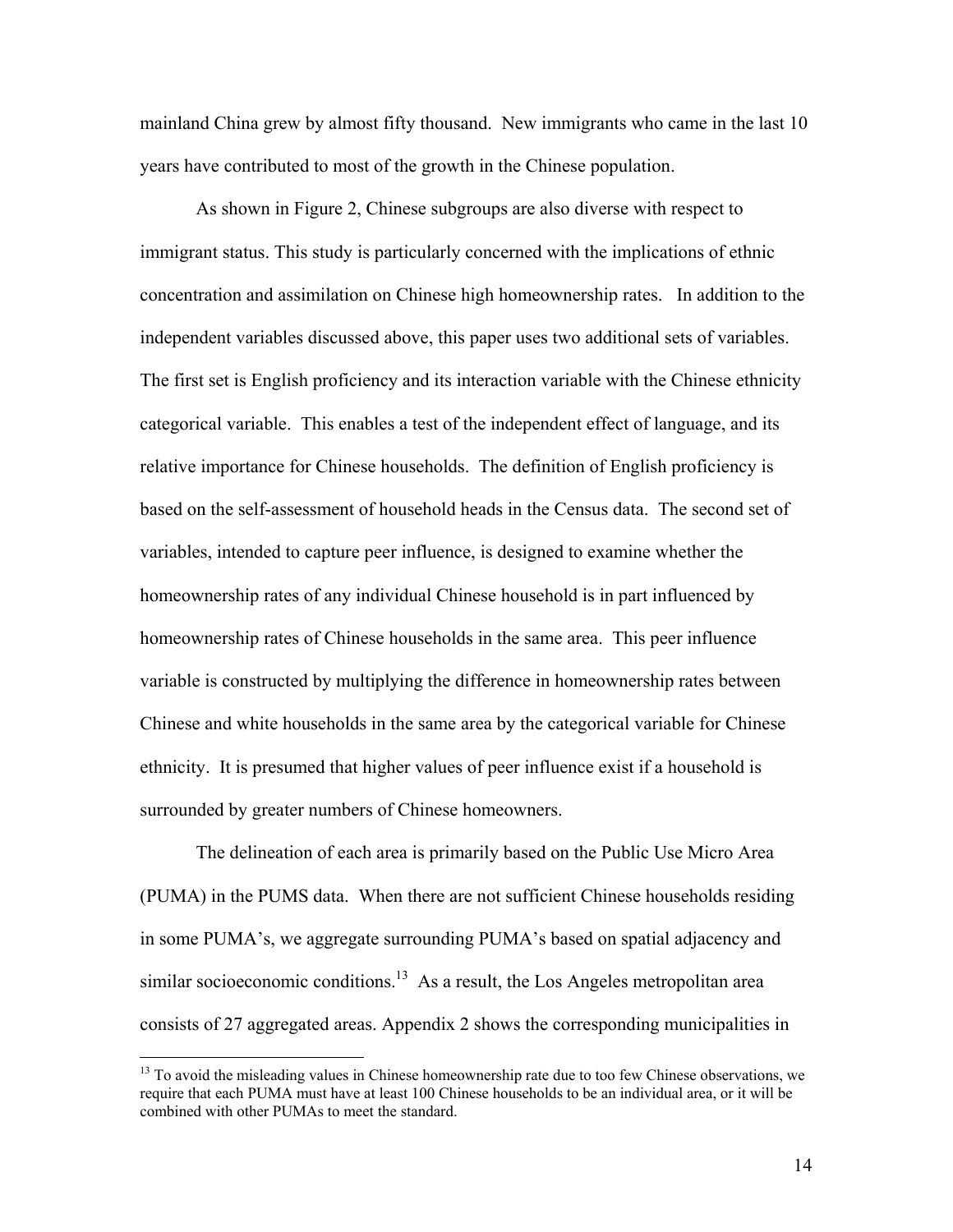mainland China grew by almost fifty thousand. New immigrants who came in the last 10 years have contributed to most of the growth in the Chinese population.

As shown in Figure 2, Chinese subgroups are also diverse with respect to immigrant status. This study is particularly concerned with the implications of ethnic concentration and assimilation on Chinese high homeownership rates. In addition to the independent variables discussed above, this paper uses two additional sets of variables. The first set is English proficiency and its interaction variable with the Chinese ethnicity categorical variable. This enables a test of the independent effect of language, and its relative importance for Chinese households. The definition of English proficiency is based on the self-assessment of household heads in the Census data. The second set of variables, intended to capture peer influence, is designed to examine whether the homeownership rates of any individual Chinese household is in part influenced by homeownership rates of Chinese households in the same area. This peer influence variable is constructed by multiplying the difference in homeownership rates between Chinese and white households in the same area by the categorical variable for Chinese ethnicity. It is presumed that higher values of peer influence exist if a household is surrounded by greater numbers of Chinese homeowners.

The delineation of each area is primarily based on the Public Use Micro Area (PUMA) in the PUMS data. When there are not sufficient Chinese households residing in some PUMA's, we aggregate surrounding PUMA's based on spatial adjacency and similar socioeconomic conditions.[13] As a result, the Los Angeles metropolitan area consists of 27 aggregated areas. Appendix 2 shows the corresponding municipalities in

[13] To avoid the misleading values in Chinese homeownership rate due to too few Chinese observations, we require that each PUMA must have at least 100 Chinese households to be an individual area, or it will be combined with other PUMAs to meet the standard.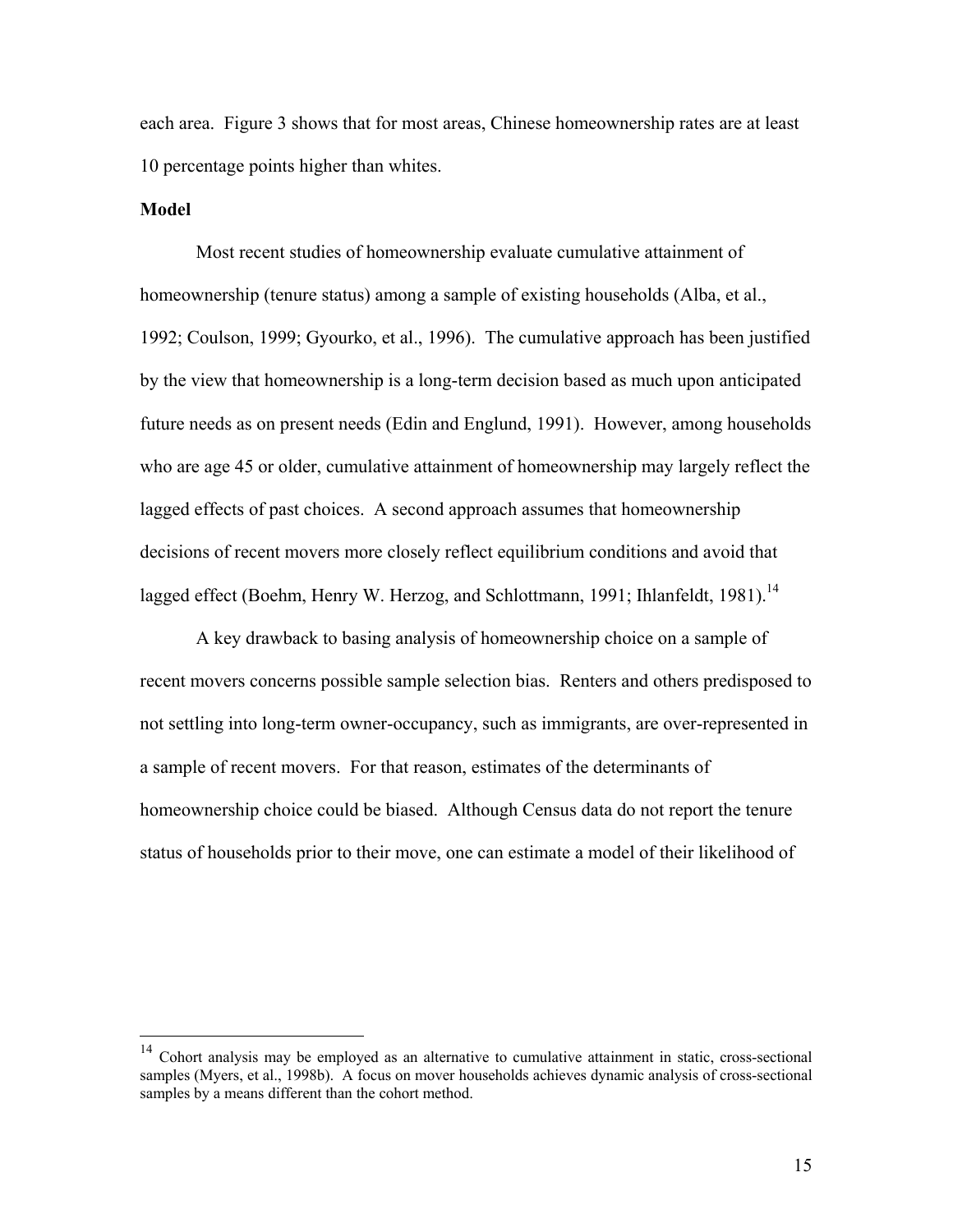each area. Figure 3 shows that for most areas, Chinese homeownership rates are at least 10 percentage points higher than whites.

**Model**

Most recent studies of homeownership evaluate cumulative attainment of homeownership (tenure status) among a sample of existing households (Alba, et al., 1992; Coulson, 1999; Gyourko, et al., 1996). The cumulative approach has been justified by the view that homeownership is a long-term decision based as much upon anticipated future needs as on present needs (Edin and Englund, 1991). However, among households who are age 45 or older, cumulative attainment of homeownership may largely reflect the lagged effects of past choices. A second approach assumes that homeownership decisions of recent movers more closely reflect equilibrium conditions and avoid that lagged effect (Boehm, Henry W. Herzog, and Schlottmann, 1991; Ihlanfeldt, 1981).[14]

A key drawback to basing analysis of homeownership choice on a sample of recent movers concerns possible sample selection bias. Renters and others predisposed to not settling into long-term owner-occupancy, such as immigrants, are over-represented in a sample of recent movers. For that reason, estimates of the determinants of homeownership choice could be biased. Although Census data do not report the tenure status of households prior to their move, one can estimate a model of their likelihood of

---

[14] Cohort analysis may be employed as an alternative to cumulative attainment in static, cross-sectional samples (Myers, et al., 1998b). A focus on mover households achieves dynamic analysis of cross-sectional samples by a means different than the cohort method.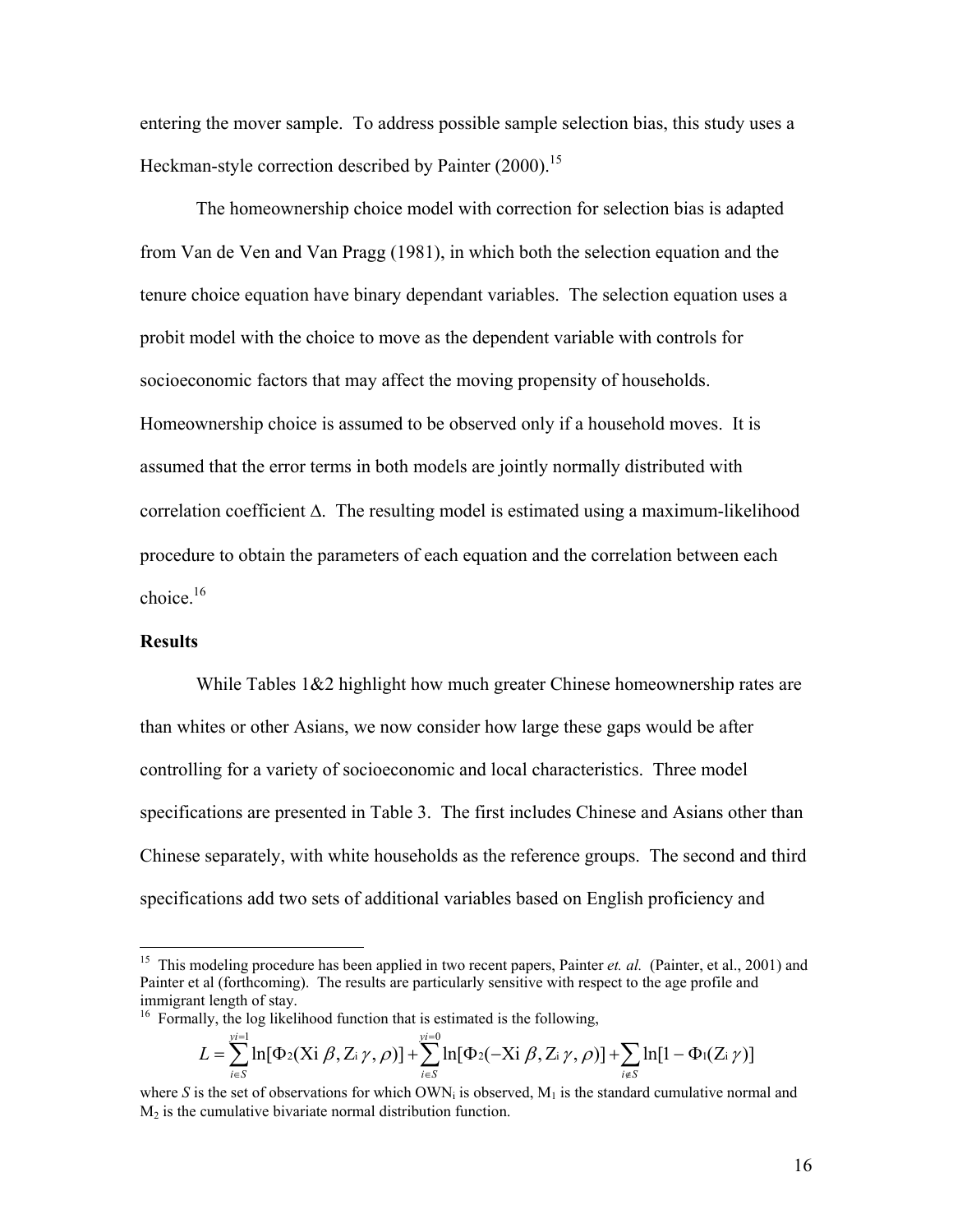entering the mover sample. To address possible sample selection bias, this study uses a Heckman-style correction described by Painter (2000).[15]

The homeownership choice model with correction for selection bias is adapted from Van de Ven and Van Pragg (1981), in which both the selection equation and the tenure choice equation have binary dependant variables. The selection equation uses a probit model with the choice to move as the dependent variable with controls for socioeconomic factors that may affect the moving propensity of households. Homeownership choice is assumed to be observed only if a household moves. It is assumed that the error terms in both models are jointly normally distributed with correlation coefficient Δ. The resulting model is estimated using a maximum-likelihood procedure to obtain the parameters of each equation and the correlation between each choice.[16]

**Results**

While Tables 1&2 highlight how much greater Chinese homeownership rates are than whites or other Asians, we now consider how large these gaps would be after controlling for a variety of socioeconomic and local characteristics. Three model specifications are presented in Table 3. The first includes Chinese and Asians other than Chinese separately, with white households as the reference groups. The second and third specifications add two sets of additional variables based on English proficiency and

---

[15] This modeling procedure has been applied in two recent papers, Painter *et. al.* (Painter, et al., 2001) and Painter et al (forthcoming). The results are particularly sensitive with respect to the age profile and immigrant length of stay.

[16] Formally, the log likelihood function that is estimated is the following,

$$L = \sum_{i \in S}^{yi=1} \ln[\Phi_2(\mathrm{X}_i \beta, \mathrm{Z}_i \gamma, \rho)] + \sum_{i \in S}^{yi=0} \ln[\Phi_2(-\mathrm{X}_i \beta, \mathrm{Z}_i \gamma, \rho)] + \sum_{i \notin S} \ln[1 - \Phi_1(\mathrm{Z}_i \gamma)]$$

where $S$ is the set of observations for which $\mathrm{OWN}_i$ is observed, $M_1$ is the standard cumulative normal and $M_2$ is the cumulative bivariate normal distribution function.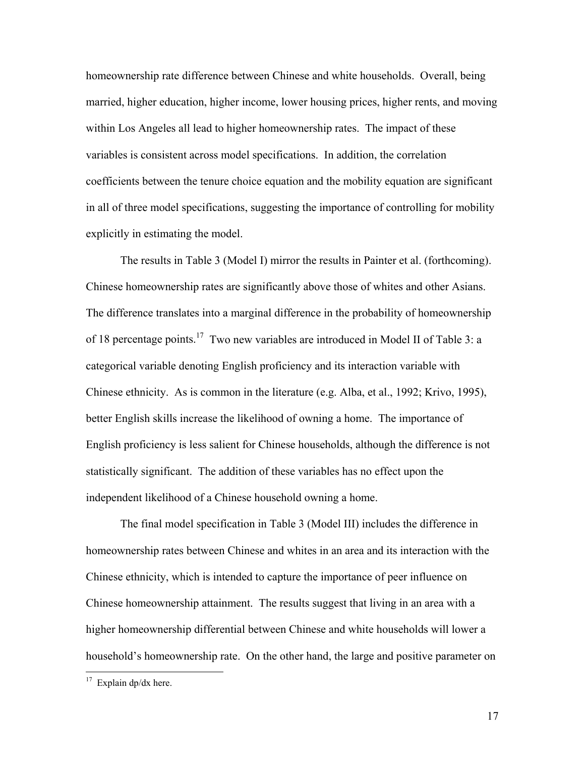homeownership rate difference between Chinese and white households. Overall, being married, higher education, higher income, lower housing prices, higher rents, and moving within Los Angeles all lead to higher homeownership rates. The impact of these variables is consistent across model specifications. In addition, the correlation coefficients between the tenure choice equation and the mobility equation are significant in all of three model specifications, suggesting the importance of controlling for mobility explicitly in estimating the model.

The results in Table 3 (Model I) mirror the results in Painter et al. (forthcoming). Chinese homeownership rates are significantly above those of whites and other Asians. The difference translates into a marginal difference in the probability of homeownership of 18 percentage points.[17] Two new variables are introduced in Model II of Table 3: a categorical variable denoting English proficiency and its interaction variable with Chinese ethnicity. As is common in the literature (e.g. Alba, et al., 1992; Krivo, 1995), better English skills increase the likelihood of owning a home. The importance of English proficiency is less salient for Chinese households, although the difference is not statistically significant. The addition of these variables has no effect upon the independent likelihood of a Chinese household owning a home.

The final model specification in Table 3 (Model III) includes the difference in homeownership rates between Chinese and whites in an area and its interaction with the Chinese ethnicity, which is intended to capture the importance of peer influence on Chinese homeownership attainment. The results suggest that living in an area with a higher homeownership differential between Chinese and white households will lower a household's homeownership rate. On the other hand, the large and positive parameter on

[17] Explain dp/dx here.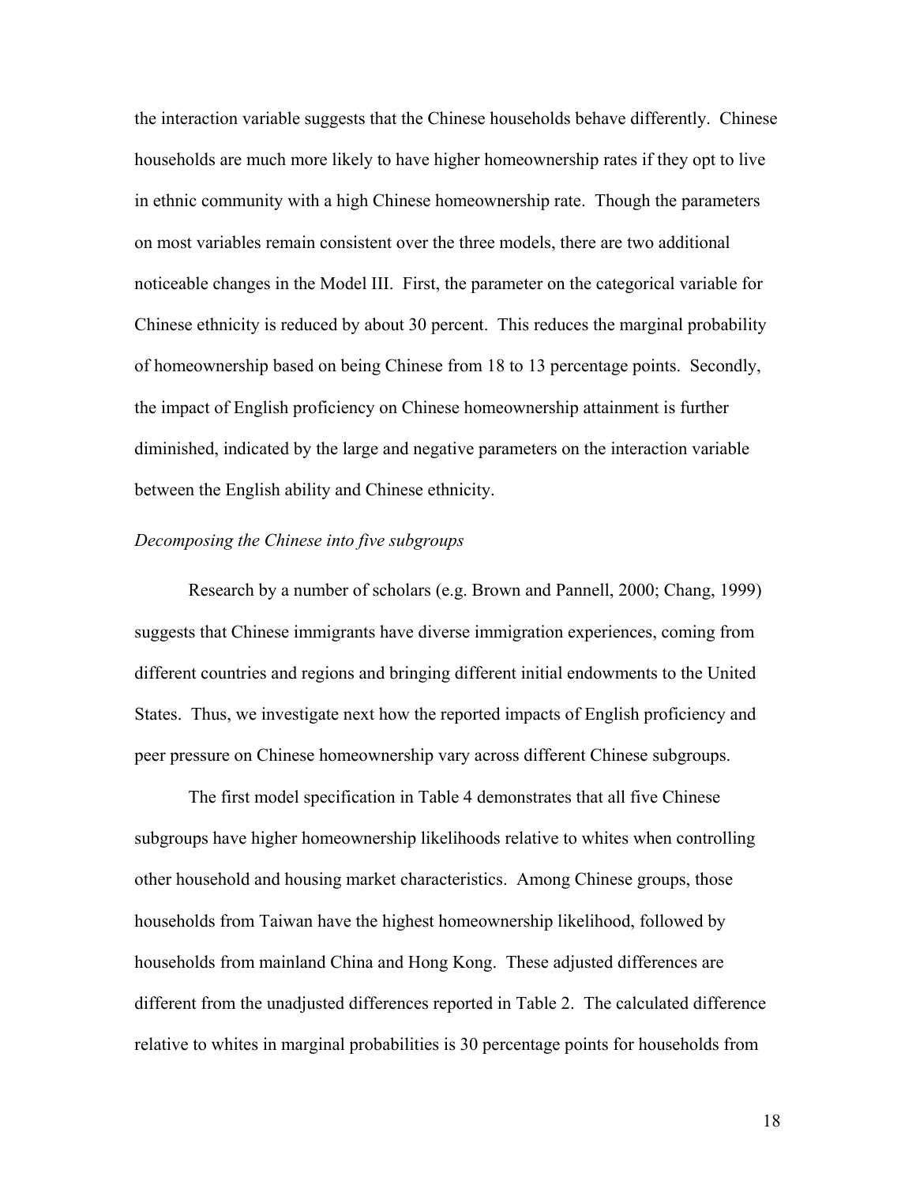the interaction variable suggests that the Chinese households behave differently. Chinese households are much more likely to have higher homeownership rates if they opt to live in ethnic community with a high Chinese homeownership rate. Though the parameters on most variables remain consistent over the three models, there are two additional noticeable changes in the Model III. First, the parameter on the categorical variable for Chinese ethnicity is reduced by about 30 percent. This reduces the marginal probability of homeownership based on being Chinese from 18 to 13 percentage points. Secondly, the impact of English proficiency on Chinese homeownership attainment is further diminished, indicated by the large and negative parameters on the interaction variable between the English ability and Chinese ethnicity.

*Decomposing the Chinese into five subgroups*

Research by a number of scholars (e.g. Brown and Pannell, 2000; Chang, 1999) suggests that Chinese immigrants have diverse immigration experiences, coming from different countries and regions and bringing different initial endowments to the United States. Thus, we investigate next how the reported impacts of English proficiency and peer pressure on Chinese homeownership vary across different Chinese subgroups.

The first model specification in Table 4 demonstrates that all five Chinese subgroups have higher homeownership likelihoods relative to whites when controlling other household and housing market characteristics. Among Chinese groups, those households from Taiwan have the highest homeownership likelihood, followed by households from mainland China and Hong Kong. These adjusted differences are different from the unadjusted differences reported in Table 2. The calculated difference relative to whites in marginal probabilities is 30 percentage points for households from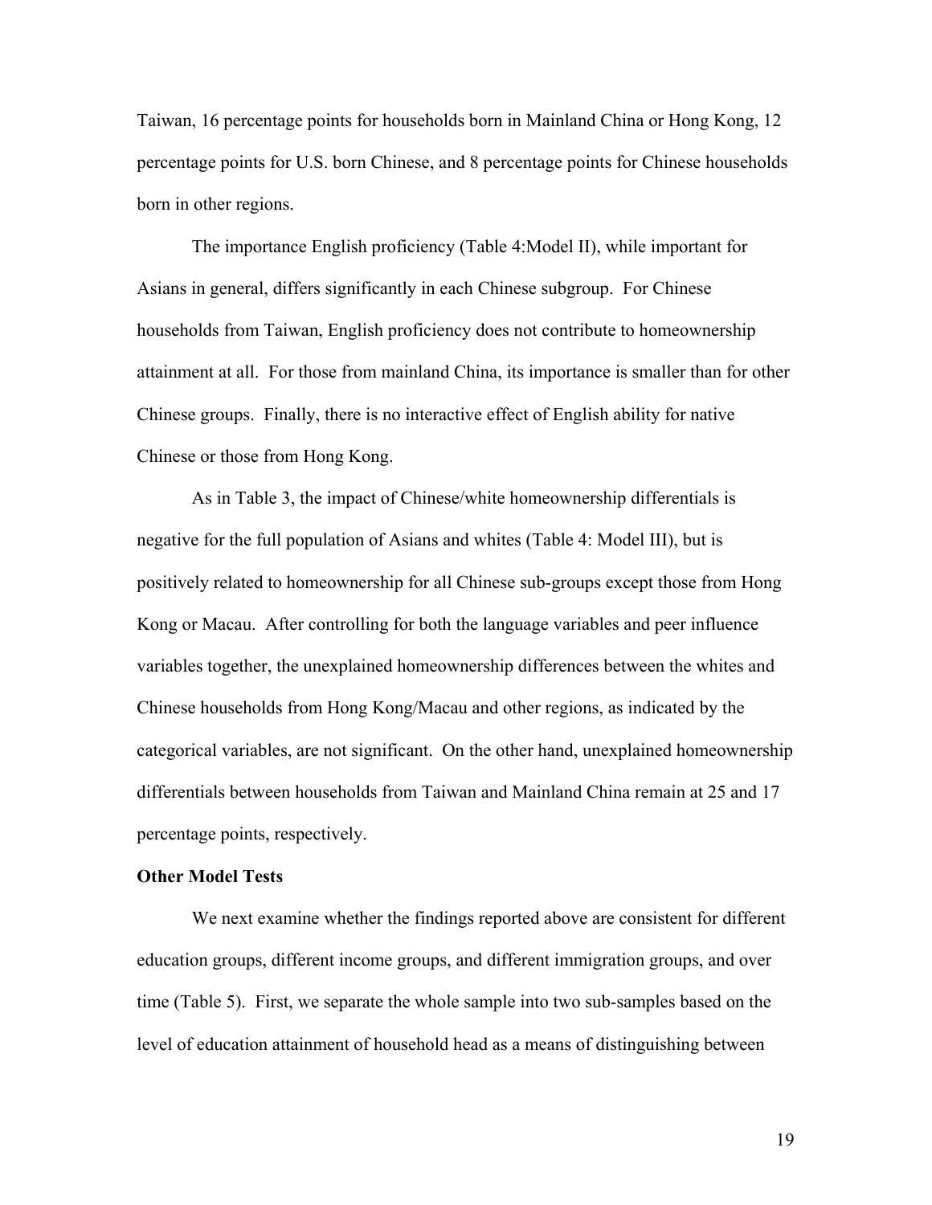Taiwan, 16 percentage points for households born in Mainland China or Hong Kong, 12 percentage points for U.S. born Chinese, and 8 percentage points for Chinese households born in other regions.

The importance English proficiency (Table 4:Model II), while important for Asians in general, differs significantly in each Chinese subgroup. For Chinese households from Taiwan, English proficiency does not contribute to homeownership attainment at all. For those from mainland China, its importance is smaller than for other Chinese groups. Finally, there is no interactive effect of English ability for native Chinese or those from Hong Kong.

As in Table 3, the impact of Chinese/white homeownership differentials is negative for the full population of Asians and whites (Table 4: Model III), but is positively related to homeownership for all Chinese sub-groups except those from Hong Kong or Macau. After controlling for both the language variables and peer influence variables together, the unexplained homeownership differences between the whites and Chinese households from Hong Kong/Macau and other regions, as indicated by the categorical variables, are not significant. On the other hand, unexplained homeownership differentials between households from Taiwan and Mainland China remain at 25 and 17 percentage points, respectively.

**Other Model Tests**

We next examine whether the findings reported above are consistent for different education groups, different income groups, and different immigration groups, and over time (Table 5). First, we separate the whole sample into two sub-samples based on the level of education attainment of household head as a means of distinguishing between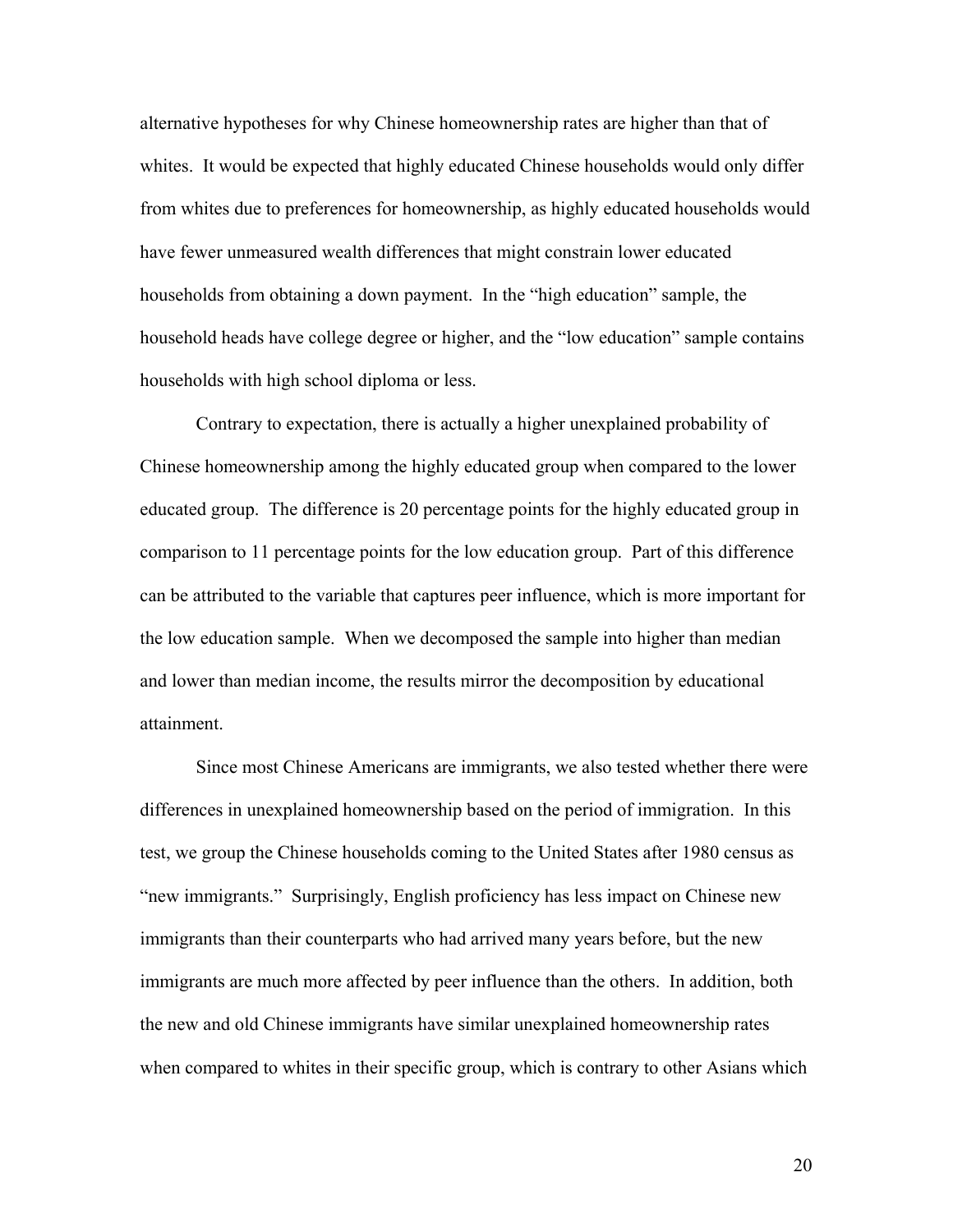alternative hypotheses for why Chinese homeownership rates are higher than that of whites. It would be expected that highly educated Chinese households would only differ from whites due to preferences for homeownership, as highly educated households would have fewer unmeasured wealth differences that might constrain lower educated households from obtaining a down payment. In the "high education" sample, the household heads have college degree or higher, and the "low education" sample contains households with high school diploma or less.

Contrary to expectation, there is actually a higher unexplained probability of Chinese homeownership among the highly educated group when compared to the lower educated group. The difference is 20 percentage points for the highly educated group in comparison to 11 percentage points for the low education group. Part of this difference can be attributed to the variable that captures peer influence, which is more important for the low education sample. When we decomposed the sample into higher than median and lower than median income, the results mirror the decomposition by educational attainment.

Since most Chinese Americans are immigrants, we also tested whether there were differences in unexplained homeownership based on the period of immigration. In this test, we group the Chinese households coming to the United States after 1980 census as "new immigrants." Surprisingly, English proficiency has less impact on Chinese new immigrants than their counterparts who had arrived many years before, but the new immigrants are much more affected by peer influence than the others. In addition, both the new and old Chinese immigrants have similar unexplained homeownership rates when compared to whites in their specific group, which is contrary to other Asians which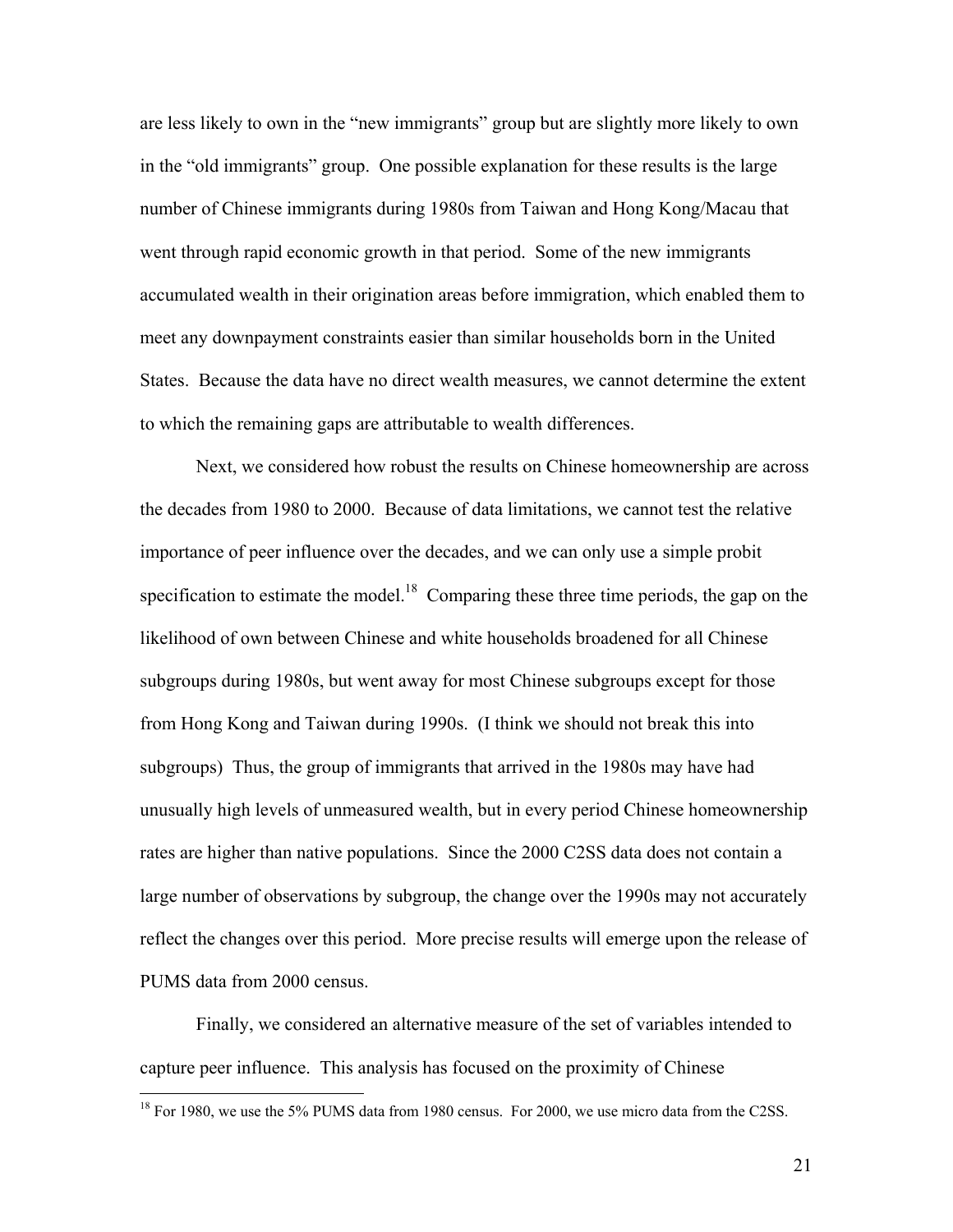are less likely to own in the "new immigrants" group but are slightly more likely to own in the "old immigrants" group. One possible explanation for these results is the large number of Chinese immigrants during 1980s from Taiwan and Hong Kong/Macau that went through rapid economic growth in that period. Some of the new immigrants accumulated wealth in their origination areas before immigration, which enabled them to meet any downpayment constraints easier than similar households born in the United States. Because the data have no direct wealth measures, we cannot determine the extent to which the remaining gaps are attributable to wealth differences.

Next, we considered how robust the results on Chinese homeownership are across the decades from 1980 to 2000. Because of data limitations, we cannot test the relative importance of peer influence over the decades, and we can only use a simple probit specification to estimate the model.[18] Comparing these three time periods, the gap on the likelihood of own between Chinese and white households broadened for all Chinese subgroups during 1980s, but went away for most Chinese subgroups except for those from Hong Kong and Taiwan during 1990s. (I think we should not break this into subgroups) Thus, the group of immigrants that arrived in the 1980s may have had unusually high levels of unmeasured wealth, but in every period Chinese homeownership rates are higher than native populations. Since the 2000 C2SS data does not contain a large number of observations by subgroup, the change over the 1990s may not accurately reflect the changes over this period. More precise results will emerge upon the release of PUMS data from 2000 census.

Finally, we considered an alternative measure of the set of variables intended to capture peer influence. This analysis has focused on the proximity of Chinese

---

[18] For 1980, we use the 5% PUMS data from 1980 census. For 2000, we use micro data from the C2SS.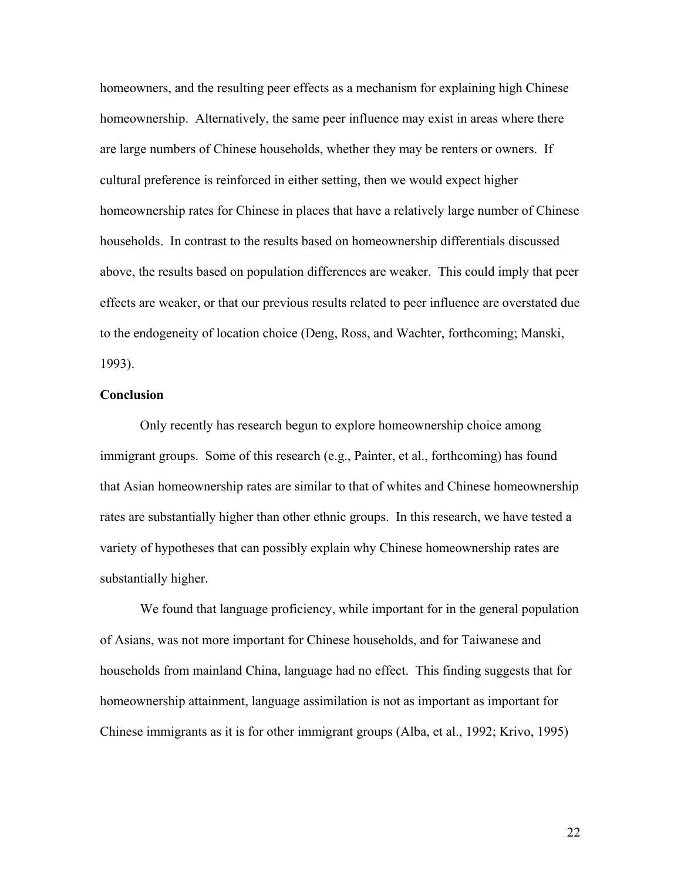homeowners, and the resulting peer effects as a mechanism for explaining high Chinese homeownership. Alternatively, the same peer influence may exist in areas where there are large numbers of Chinese households, whether they may be renters or owners. If cultural preference is reinforced in either setting, then we would expect higher homeownership rates for Chinese in places that have a relatively large number of Chinese households. In contrast to the results based on homeownership differentials discussed above, the results based on population differences are weaker. This could imply that peer effects are weaker, or that our previous results related to peer influence are overstated due to the endogeneity of location choice (Deng, Ross, and Wachter, forthcoming; Manski, 1993).

**Conclusion**

Only recently has research begun to explore homeownership choice among immigrant groups. Some of this research (e.g., Painter, et al., forthcoming) has found that Asian homeownership rates are similar to that of whites and Chinese homeownership rates are substantially higher than other ethnic groups. In this research, we have tested a variety of hypotheses that can possibly explain why Chinese homeownership rates are substantially higher.

We found that language proficiency, while important for in the general population of Asians, was not more important for Chinese households, and for Taiwanese and households from mainland China, language had no effect. This finding suggests that for homeownership attainment, language assimilation is not as important as important for Chinese immigrants as it is for other immigrant groups (Alba, et al., 1992; Krivo, 1995)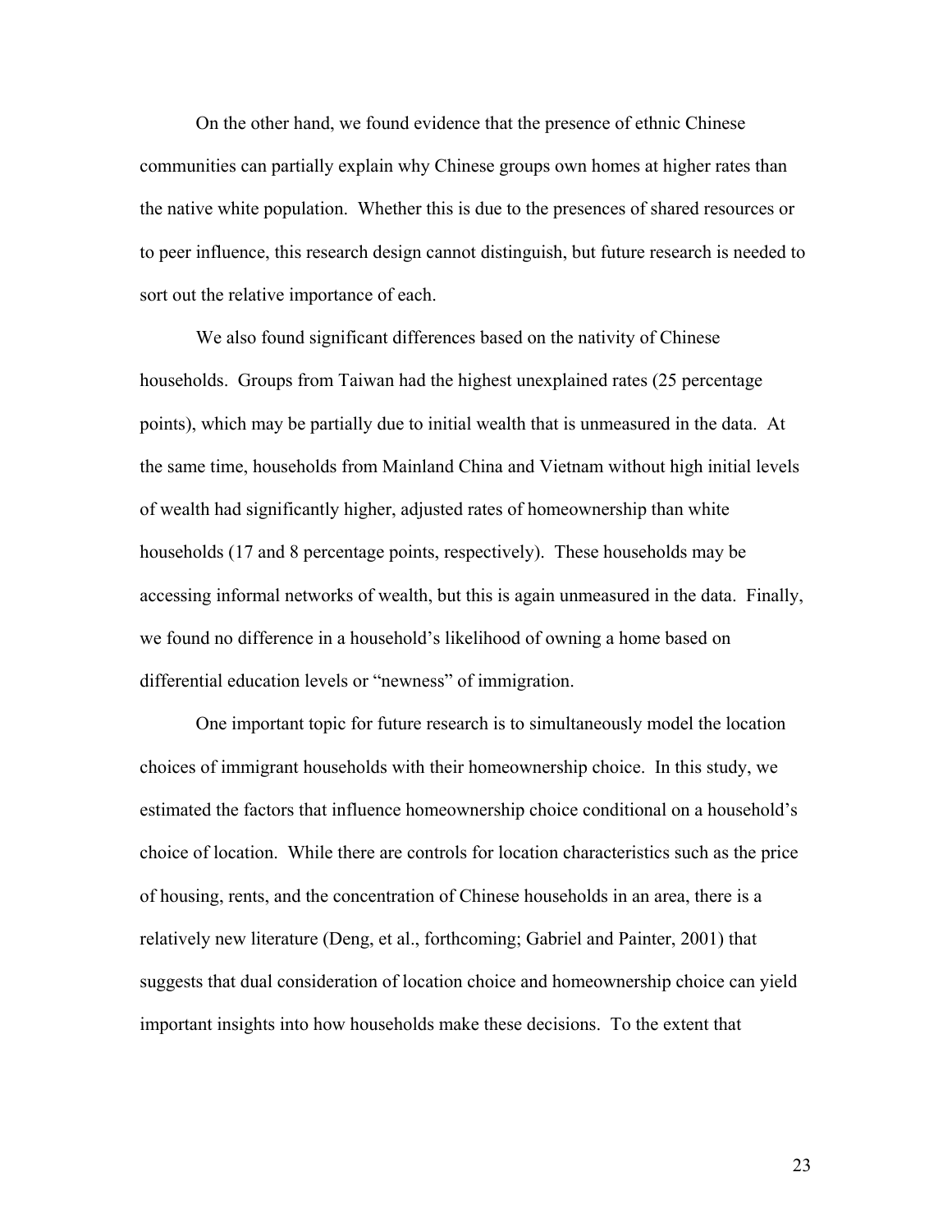On the other hand, we found evidence that the presence of ethnic Chinese communities can partially explain why Chinese groups own homes at higher rates than the native white population. Whether this is due to the presences of shared resources or to peer influence, this research design cannot distinguish, but future research is needed to sort out the relative importance of each.

We also found significant differences based on the nativity of Chinese households. Groups from Taiwan had the highest unexplained rates (25 percentage points), which may be partially due to initial wealth that is unmeasured in the data. At the same time, households from Mainland China and Vietnam without high initial levels of wealth had significantly higher, adjusted rates of homeownership than white households (17 and 8 percentage points, respectively). These households may be accessing informal networks of wealth, but this is again unmeasured in the data. Finally, we found no difference in a household's likelihood of owning a home based on differential education levels or "newness" of immigration.

One important topic for future research is to simultaneously model the location choices of immigrant households with their homeownership choice. In this study, we estimated the factors that influence homeownership choice conditional on a household's choice of location. While there are controls for location characteristics such as the price of housing, rents, and the concentration of Chinese households in an area, there is a relatively new literature (Deng, et al., forthcoming; Gabriel and Painter, 2001) that suggests that dual consideration of location choice and homeownership choice can yield important insights into how households make these decisions. To the extent that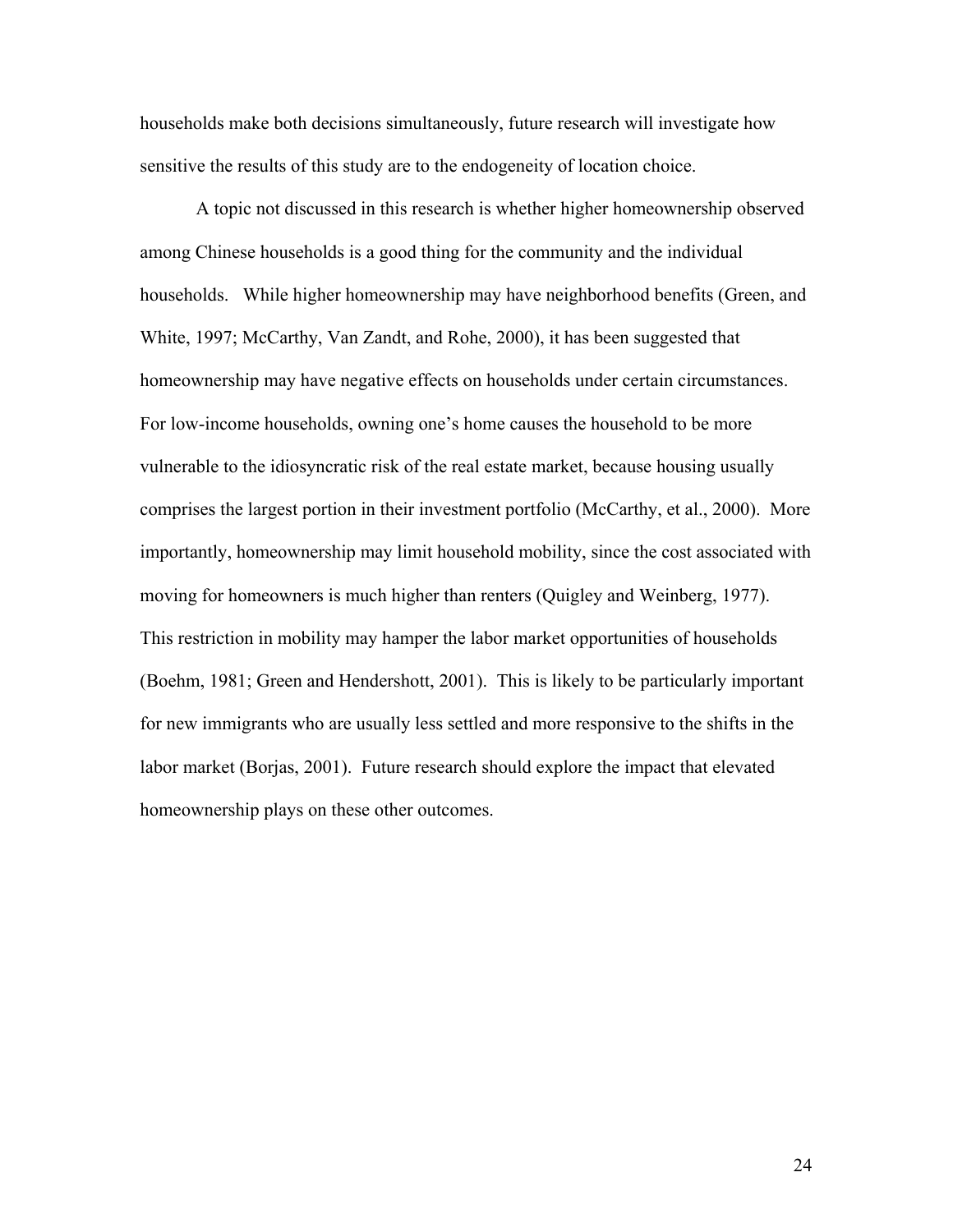households make both decisions simultaneously, future research will investigate how sensitive the results of this study are to the endogeneity of location choice.

A topic not discussed in this research is whether higher homeownership observed among Chinese households is a good thing for the community and the individual households. While higher homeownership may have neighborhood benefits (Green, and White, 1997; McCarthy, Van Zandt, and Rohe, 2000), it has been suggested that homeownership may have negative effects on households under certain circumstances. For low-income households, owning one's home causes the household to be more vulnerable to the idiosyncratic risk of the real estate market, because housing usually comprises the largest portion in their investment portfolio (McCarthy, et al., 2000). More importantly, homeownership may limit household mobility, since the cost associated with moving for homeowners is much higher than renters (Quigley and Weinberg, 1977). This restriction in mobility may hamper the labor market opportunities of households (Boehm, 1981; Green and Hendershott, 2001). This is likely to be particularly important for new immigrants who are usually less settled and more responsive to the shifts in the labor market (Borjas, 2001). Future research should explore the impact that elevated homeownership plays on these other outcomes.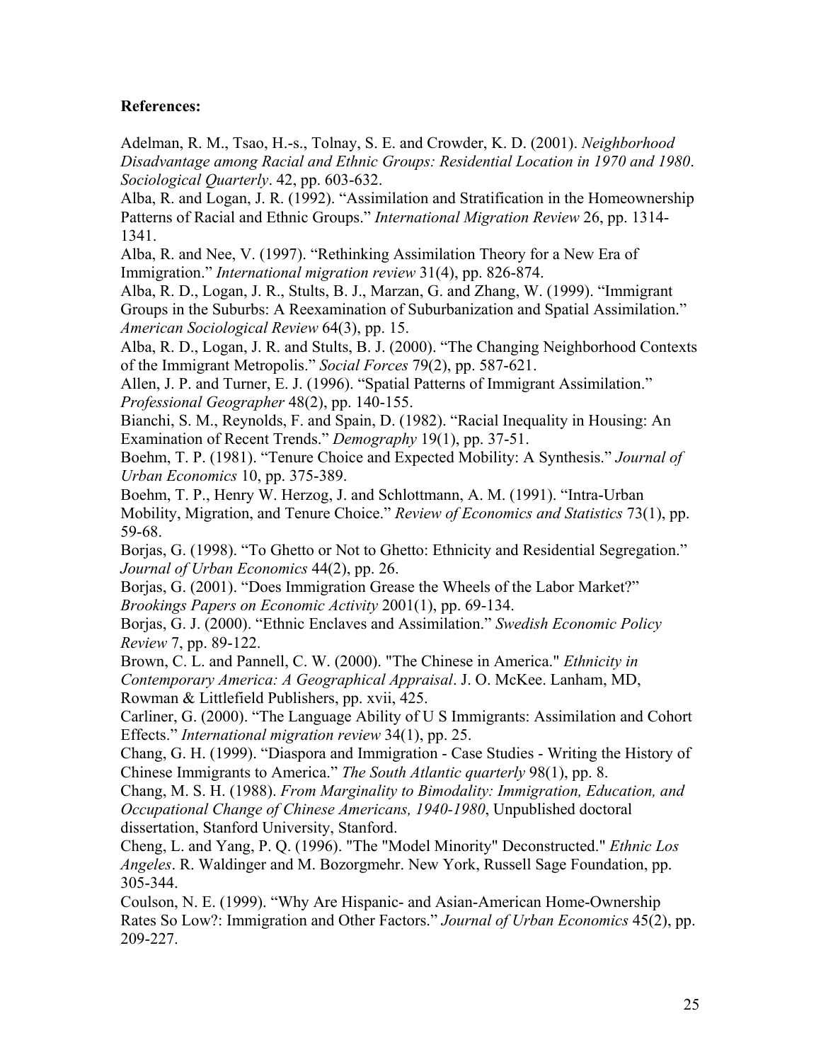**References:**

Adelman, R. M., Tsao, H.-s., Tolnay, S. E. and Crowder, K. D. (2001). *Neighborhood Disadvantage among Racial and Ethnic Groups: Residential Location in 1970 and 1980*. *Sociological Quarterly*. 42, pp. 603-632.

Alba, R. and Logan, J. R. (1992). "Assimilation and Stratification in the Homeownership Patterns of Racial and Ethnic Groups." *International Migration Review* 26, pp. 1314-1341.

Alba, R. and Nee, V. (1997). "Rethinking Assimilation Theory for a New Era of Immigration." *International migration review* 31(4), pp. 826-874.

Alba, R. D., Logan, J. R., Stults, B. J., Marzan, G. and Zhang, W. (1999). "Immigrant Groups in the Suburbs: A Reexamination of Suburbanization and Spatial Assimilation." *American Sociological Review* 64(3), pp. 15.

Alba, R. D., Logan, J. R. and Stults, B. J. (2000). "The Changing Neighborhood Contexts of the Immigrant Metropolis." *Social Forces* 79(2), pp. 587-621.

Allen, J. P. and Turner, E. J. (1996). "Spatial Patterns of Immigrant Assimilation." *Professional Geographer* 48(2), pp. 140-155.

Bianchi, S. M., Reynolds, F. and Spain, D. (1982). "Racial Inequality in Housing: An Examination of Recent Trends." *Demography* 19(1), pp. 37-51.

Boehm, T. P. (1981). "Tenure Choice and Expected Mobility: A Synthesis." *Journal of Urban Economics* 10, pp. 375-389.

Boehm, T. P., Henry W. Herzog, J. and Schlottmann, A. M. (1991). "Intra-Urban Mobility, Migration, and Tenure Choice." *Review of Economics and Statistics* 73(1), pp. 59-68.

Borjas, G. (1998). "To Ghetto or Not to Ghetto: Ethnicity and Residential Segregation." *Journal of Urban Economics* 44(2), pp. 26.

Borjas, G. (2001). "Does Immigration Grease the Wheels of the Labor Market?" *Brookings Papers on Economic Activity* 2001(1), pp. 69-134.

Borjas, G. J. (2000). "Ethnic Enclaves and Assimilation." *Swedish Economic Policy Review* 7, pp. 89-122.

Brown, C. L. and Pannell, C. W. (2000). "The Chinese in America." *Ethnicity in Contemporary America: A Geographical Appraisal*. J. O. McKee. Lanham, MD, Rowman & Littlefield Publishers, pp. xvii, 425.

Carliner, G. (2000). "The Language Ability of U S Immigrants: Assimilation and Cohort Effects." *International migration review* 34(1), pp. 25.

Chang, G. H. (1999). "Diaspora and Immigration - Case Studies - Writing the History of Chinese Immigrants to America." *The South Atlantic quarterly* 98(1), pp. 8.

Chang, M. S. H. (1988). *From Marginality to Bimodality: Immigration, Education, and Occupational Change of Chinese Americans, 1940-1980*, Unpublished doctoral dissertation, Stanford University, Stanford.

Cheng, L. and Yang, P. Q. (1996). "The "Model Minority" Deconstructed." *Ethnic Los Angeles*. R. Waldinger and M. Bozorgmehr. New York, Russell Sage Foundation, pp. 305-344.

Coulson, N. E. (1999). "Why Are Hispanic- and Asian-American Home-Ownership Rates So Low?: Immigration and Other Factors." *Journal of Urban Economics* 45(2), pp. 209-227.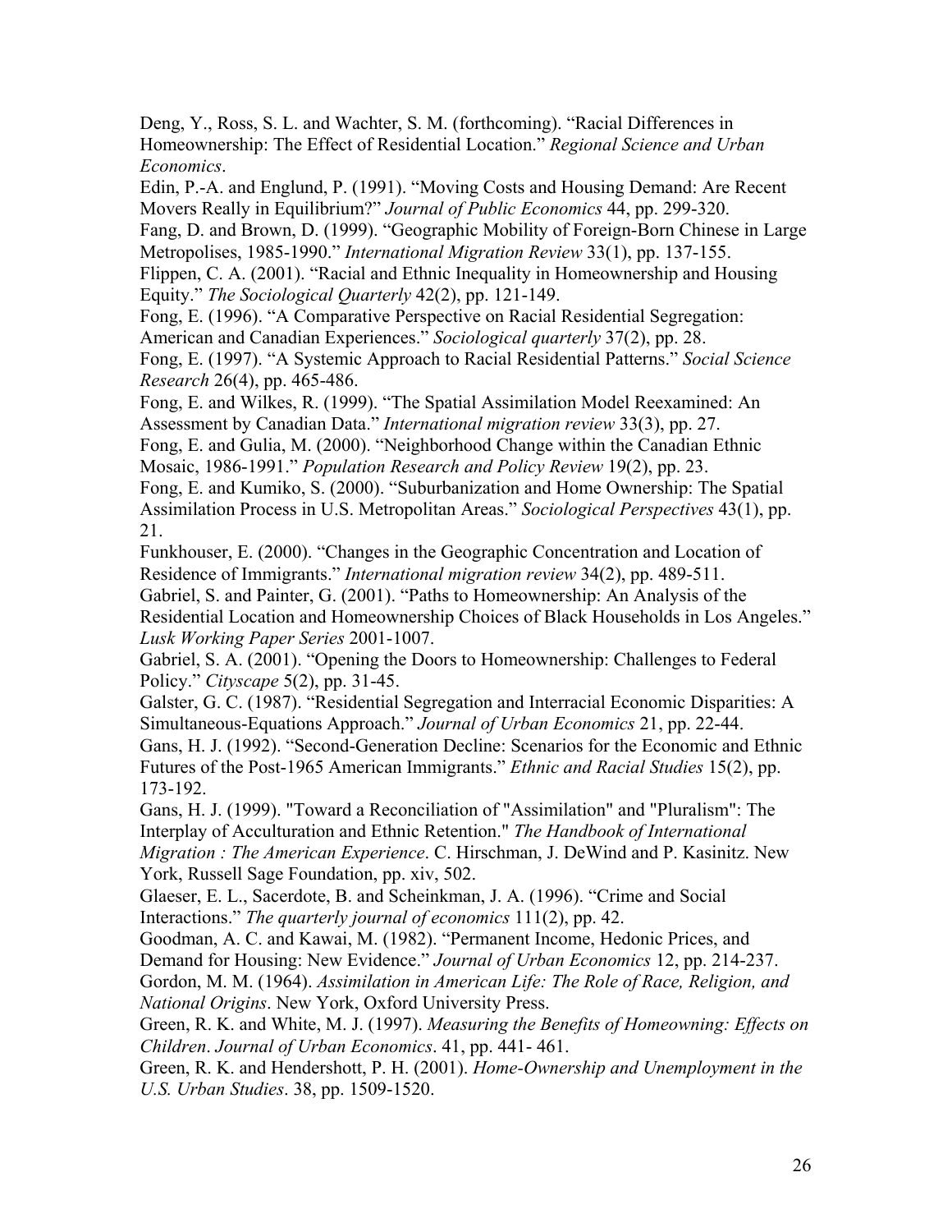Deng, Y., Ross, S. L. and Wachter, S. M. (forthcoming). "Racial Differences in Homeownership: The Effect of Residential Location." *Regional Science and Urban Economics*.

Edin, P.-A. and Englund, P. (1991). "Moving Costs and Housing Demand: Are Recent Movers Really in Equilibrium?" *Journal of Public Economics* 44, pp. 299-320.

Fang, D. and Brown, D. (1999). "Geographic Mobility of Foreign-Born Chinese in Large Metropolises, 1985-1990." *International Migration Review* 33(1), pp. 137-155.

Flippen, C. A. (2001). "Racial and Ethnic Inequality in Homeownership and Housing Equity." *The Sociological Quarterly* 42(2), pp. 121-149.

Fong, E. (1996). "A Comparative Perspective on Racial Residential Segregation: American and Canadian Experiences." *Sociological quarterly* 37(2), pp. 28.

Fong, E. (1997). "A Systemic Approach to Racial Residential Patterns." *Social Science Research* 26(4), pp. 465-486.

Fong, E. and Wilkes, R. (1999). "The Spatial Assimilation Model Reexamined: An Assessment by Canadian Data." *International migration review* 33(3), pp. 27.

Fong, E. and Gulia, M. (2000). "Neighborhood Change within the Canadian Ethnic Mosaic, 1986-1991." *Population Research and Policy Review* 19(2), pp. 23.

Fong, E. and Kumiko, S. (2000). "Suburbanization and Home Ownership: The Spatial Assimilation Process in U.S. Metropolitan Areas." *Sociological Perspectives* 43(1), pp. 21.

Funkhouser, E. (2000). "Changes in the Geographic Concentration and Location of Residence of Immigrants." *International migration review* 34(2), pp. 489-511.

Gabriel, S. and Painter, G. (2001). "Paths to Homeownership: An Analysis of the Residential Location and Homeownership Choices of Black Households in Los Angeles." *Lusk Working Paper Series* 2001-1007.

Gabriel, S. A. (2001). "Opening the Doors to Homeownership: Challenges to Federal Policy." *Cityscape* 5(2), pp. 31-45.

Galster, G. C. (1987). "Residential Segregation and Interracial Economic Disparities: A Simultaneous-Equations Approach." *Journal of Urban Economics* 21, pp. 22-44.

Gans, H. J. (1992). "Second-Generation Decline: Scenarios for the Economic and Ethnic Futures of the Post-1965 American Immigrants." *Ethnic and Racial Studies* 15(2), pp. 173-192.

Gans, H. J. (1999). "Toward a Reconciliation of "Assimilation" and "Pluralism": The Interplay of Acculturation and Ethnic Retention." *The Handbook of International Migration : The American Experience*. C. Hirschman, J. DeWind and P. Kasinitz. New York, Russell Sage Foundation, pp. xiv, 502.

Glaeser, E. L., Sacerdote, B. and Scheinkman, J. A. (1996). "Crime and Social Interactions." *The quarterly journal of economics* 111(2), pp. 42.

Goodman, A. C. and Kawai, M. (1982). "Permanent Income, Hedonic Prices, and Demand for Housing: New Evidence." *Journal of Urban Economics* 12, pp. 214-237.

Gordon, M. M. (1964). *Assimilation in American Life: The Role of Race, Religion, and National Origins*. New York, Oxford University Press.

Green, R. K. and White, M. J. (1997). *Measuring the Benefits of Homeowning: Effects on Children*. *Journal of Urban Economics*. 41, pp. 441- 461.

Green, R. K. and Hendershott, P. H. (2001). *Home-Ownership and Unemployment in the U.S. Urban Studies*. 38, pp. 1509-1520.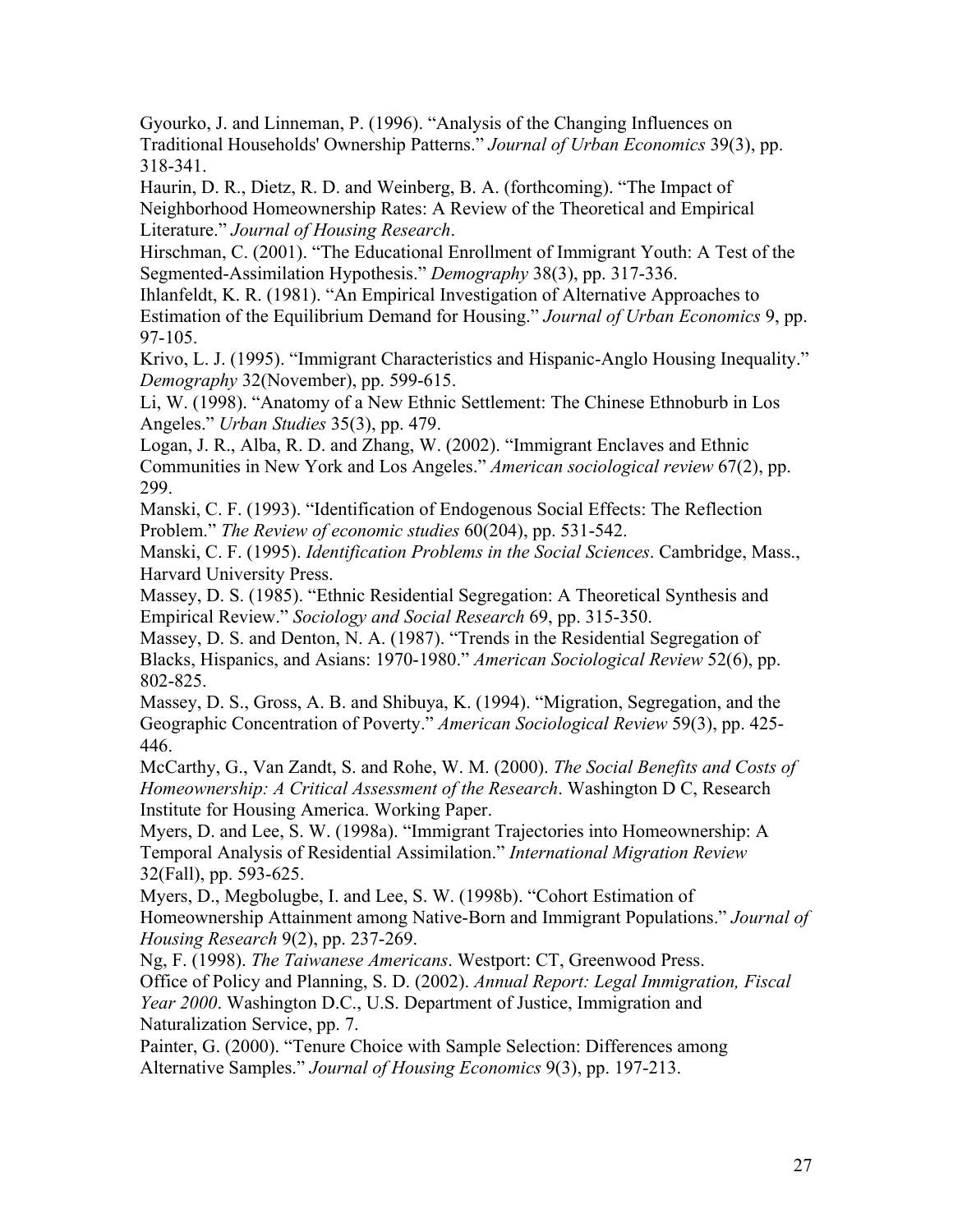Gyourko, J. and Linneman, P. (1996). "Analysis of the Changing Influences on Traditional Households' Ownership Patterns." *Journal of Urban Economics* 39(3), pp. 318-341.

Haurin, D. R., Dietz, R. D. and Weinberg, B. A. (forthcoming). "The Impact of Neighborhood Homeownership Rates: A Review of the Theoretical and Empirical Literature." *Journal of Housing Research*.

Hirschman, C. (2001). "The Educational Enrollment of Immigrant Youth: A Test of the Segmented-Assimilation Hypothesis." *Demography* 38(3), pp. 317-336.

Ihlanfeldt, K. R. (1981). "An Empirical Investigation of Alternative Approaches to Estimation of the Equilibrium Demand for Housing." *Journal of Urban Economics* 9, pp. 97-105.

Krivo, L. J. (1995). "Immigrant Characteristics and Hispanic-Anglo Housing Inequality." *Demography* 32(November), pp. 599-615.

Li, W. (1998). "Anatomy of a New Ethnic Settlement: The Chinese Ethnoburb in Los Angeles." *Urban Studies* 35(3), pp. 479.

Logan, J. R., Alba, R. D. and Zhang, W. (2002). "Immigrant Enclaves and Ethnic Communities in New York and Los Angeles." *American sociological review* 67(2), pp. 299.

Manski, C. F. (1993). "Identification of Endogenous Social Effects: The Reflection Problem." *The Review of economic studies* 60(204), pp. 531-542.

Manski, C. F. (1995). *Identification Problems in the Social Sciences*. Cambridge, Mass., Harvard University Press.

Massey, D. S. (1985). "Ethnic Residential Segregation: A Theoretical Synthesis and Empirical Review." *Sociology and Social Research* 69, pp. 315-350.

Massey, D. S. and Denton, N. A. (1987). "Trends in the Residential Segregation of Blacks, Hispanics, and Asians: 1970-1980." *American Sociological Review* 52(6), pp. 802-825.

Massey, D. S., Gross, A. B. and Shibuya, K. (1994). "Migration, Segregation, and the Geographic Concentration of Poverty." *American Sociological Review* 59(3), pp. 425-446.

McCarthy, G., Van Zandt, S. and Rohe, W. M. (2000). *The Social Benefits and Costs of Homeownership: A Critical Assessment of the Research*. Washington D C, Research Institute for Housing America. Working Paper.

Myers, D. and Lee, S. W. (1998a). "Immigrant Trajectories into Homeownership: A Temporal Analysis of Residential Assimilation." *International Migration Review* 32(Fall), pp. 593-625.

Myers, D., Megbolugbe, I. and Lee, S. W. (1998b). "Cohort Estimation of Homeownership Attainment among Native-Born and Immigrant Populations." *Journal of Housing Research* 9(2), pp. 237-269.

Ng, F. (1998). *The Taiwanese Americans*. Westport: CT, Greenwood Press.

Office of Policy and Planning, S. D. (2002). *Annual Report: Legal Immigration, Fiscal Year 2000*. Washington D.C., U.S. Department of Justice, Immigration and Naturalization Service, pp. 7.

Painter, G. (2000). "Tenure Choice with Sample Selection: Differences among Alternative Samples." *Journal of Housing Economics* 9(3), pp. 197-213.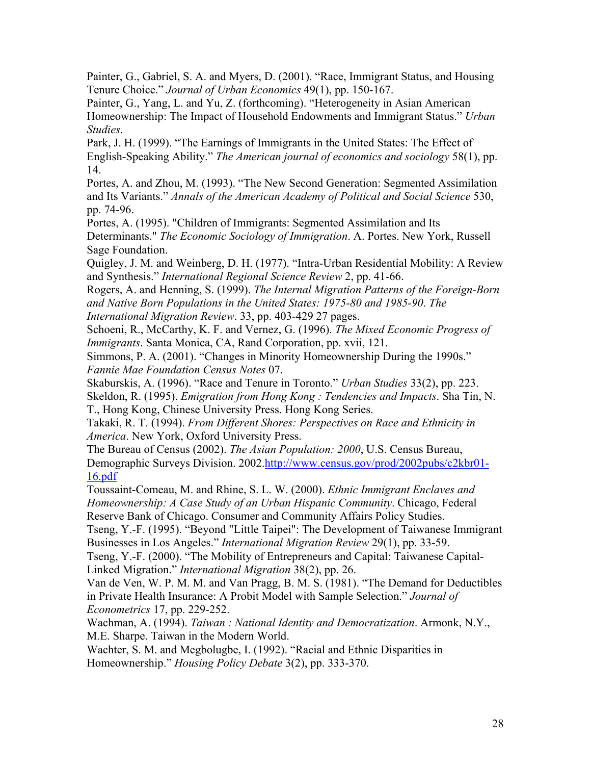Painter, G., Gabriel, S. A. and Myers, D. (2001). "Race, Immigrant Status, and Housing Tenure Choice." *Journal of Urban Economics* 49(1), pp. 150-167.

Painter, G., Yang, L. and Yu, Z. (forthcoming). "Heterogeneity in Asian American Homeownership: The Impact of Household Endowments and Immigrant Status." *Urban Studies*.

Park, J. H. (1999). "The Earnings of Immigrants in the United States: The Effect of English-Speaking Ability." *The American journal of economics and sociology* 58(1), pp. 14.

Portes, A. and Zhou, M. (1993). "The New Second Generation: Segmented Assimilation and Its Variants." *Annals of the American Academy of Political and Social Science* 530, pp. 74-96.

Portes, A. (1995). "Children of Immigrants: Segmented Assimilation and Its Determinants." *The Economic Sociology of Immigration*. A. Portes. New York, Russell Sage Foundation.

Quigley, J. M. and Weinberg, D. H. (1977). "Intra-Urban Residential Mobility: A Review and Synthesis." *International Regional Science Review* 2, pp. 41-66.

Rogers, A. and Henning, S. (1999). *The Internal Migration Patterns of the Foreign-Born and Native Born Populations in the United States: 1975-80 and 1985-90*. *The International Migration Review*. 33, pp. 403-429 27 pages.

Schoeni, R., McCarthy, K. F. and Vernez, G. (1996). *The Mixed Economic Progress of Immigrants*. Santa Monica, CA, Rand Corporation, pp. xvii, 121.

Simmons, P. A. (2001). "Changes in Minority Homeownership During the 1990s." *Fannie Mae Foundation Census Notes* 07.

Skaburskis, A. (1996). "Race and Tenure in Toronto." *Urban Studies* 33(2), pp. 223.

Skeldon, R. (1995). *Emigration from Hong Kong : Tendencies and Impacts*. Sha Tin, N. T., Hong Kong, Chinese University Press. Hong Kong Series.

Takaki, R. T. (1994). *From Different Shores: Perspectives on Race and Ethnicity in America*. New York, Oxford University Press.

The Bureau of Census (2002). *The Asian Population: 2000*, U.S. Census Bureau, Demographic Surveys Division. 2002.http://www.census.gov/prod/2002pubs/c2kbr01-16.pdf

Toussaint-Comeau, M. and Rhine, S. L. W. (2000). *Ethnic Immigrant Enclaves and Homeownership: A Case Study of an Urban Hispanic Community*. Chicago, Federal Reserve Bank of Chicago. Consumer and Community Affairs Policy Studies.

Tseng, Y.-F. (1995). "Beyond "Little Taipei": The Development of Taiwanese Immigrant Businesses in Los Angeles." *International Migration Review* 29(1), pp. 33-59.

Tseng, Y.-F. (2000). "The Mobility of Entrepreneurs and Capital: Taiwanese Capital-Linked Migration." *International Migration* 38(2), pp. 26.

Van de Ven, W. P. M. M. and Van Pragg, B. M. S. (1981). "The Demand for Deductibles in Private Health Insurance: A Probit Model with Sample Selection." *Journal of Econometrics* 17, pp. 229-252.

Wachman, A. (1994). *Taiwan : National Identity and Democratization*. Armonk, N.Y., M.E. Sharpe. Taiwan in the Modern World.

Wachter, S. M. and Megbolugbe, I. (1992). "Racial and Ethnic Disparities in Homeownership." *Housing Policy Debate* 3(2), pp. 333-370.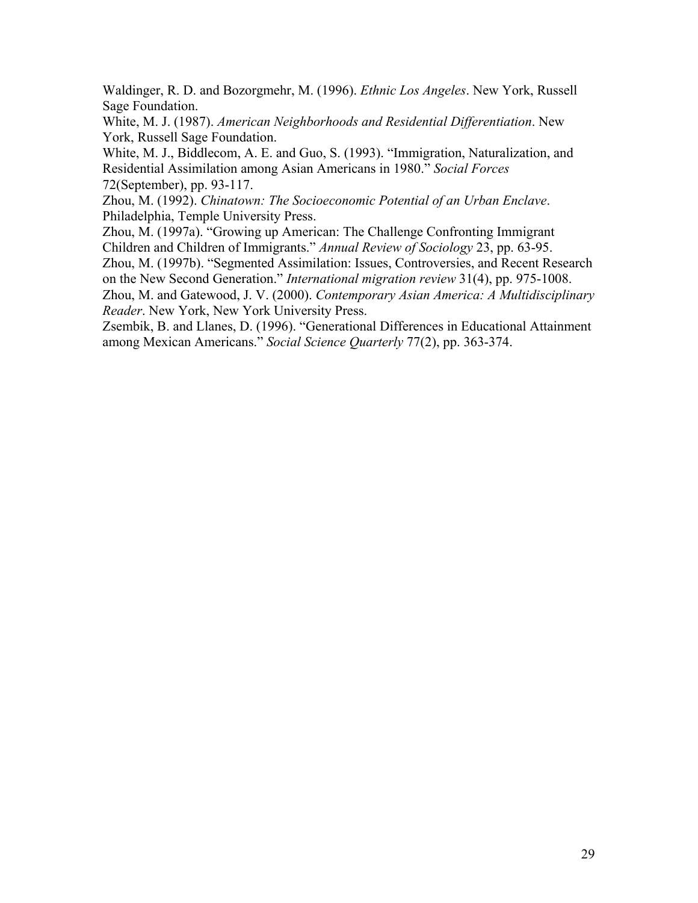Waldinger, R. D. and Bozorgmehr, M. (1996). *Ethnic Los Angeles*. New York, Russell Sage Foundation.

White, M. J. (1987). *American Neighborhoods and Residential Differentiation*. New York, Russell Sage Foundation.

White, M. J., Biddlecom, A. E. and Guo, S. (1993). "Immigration, Naturalization, and Residential Assimilation among Asian Americans in 1980." *Social Forces* 72(September), pp. 93-117.

Zhou, M. (1992). *Chinatown: The Socioeconomic Potential of an Urban Enclave*. Philadelphia, Temple University Press.

Zhou, M. (1997a). "Growing up American: The Challenge Confronting Immigrant Children and Children of Immigrants." *Annual Review of Sociology* 23, pp. 63-95.

Zhou, M. (1997b). "Segmented Assimilation: Issues, Controversies, and Recent Research on the New Second Generation." *International migration review* 31(4), pp. 975-1008.

Zhou, M. and Gatewood, J. V. (2000). *Contemporary Asian America: A Multidisciplinary Reader*. New York, New York University Press.

Zsembik, B. and Llanes, D. (1996). "Generational Differences in Educational Attainment among Mexican Americans." *Social Science Quarterly* 77(2), pp. 363-374.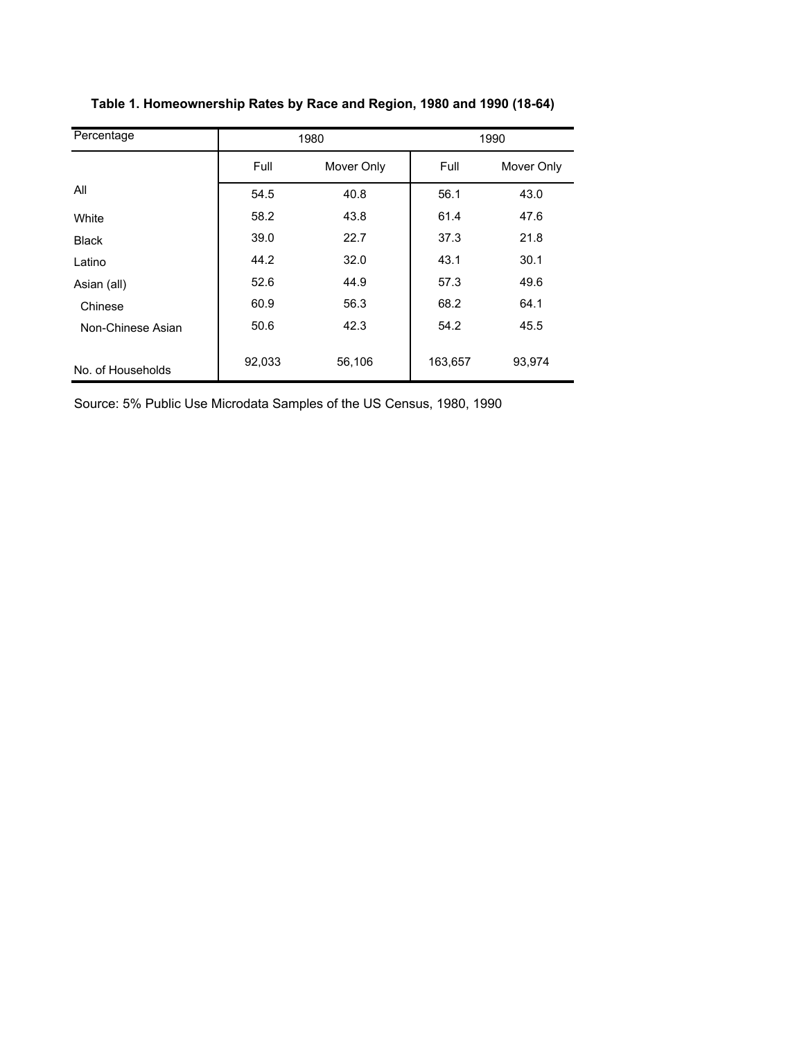**Table 1. Homeownership Rates by Race and Region, 1980 and 1990 (18-64)**

| Percentage | 1980 | | 1990 | |
|---|---|---|---|---|
| | Full | Mover Only | Full | Mover Only |
| All | 54.5 | 40.8 | 56.1 | 43.0 |
| White | 58.2 | 43.8 | 61.4 | 47.6 |
| Black | 39.0 | 22.7 | 37.3 | 21.8 |
| Latino | 44.2 | 32.0 | 43.1 | 30.1 |
| Asian (all) | 52.6 | 44.9 | 57.3 | 49.6 |
| Chinese | 60.9 | 56.3 | 68.2 | 64.1 |
| Non-Chinese Asian | 50.6 | 42.3 | 54.2 | 45.5 |
| No. of Households | 92,033 | 56,106 | 163,657 | 93,974 |

Source: 5% Public Use Microdata Samples of the US Census, 1980, 1990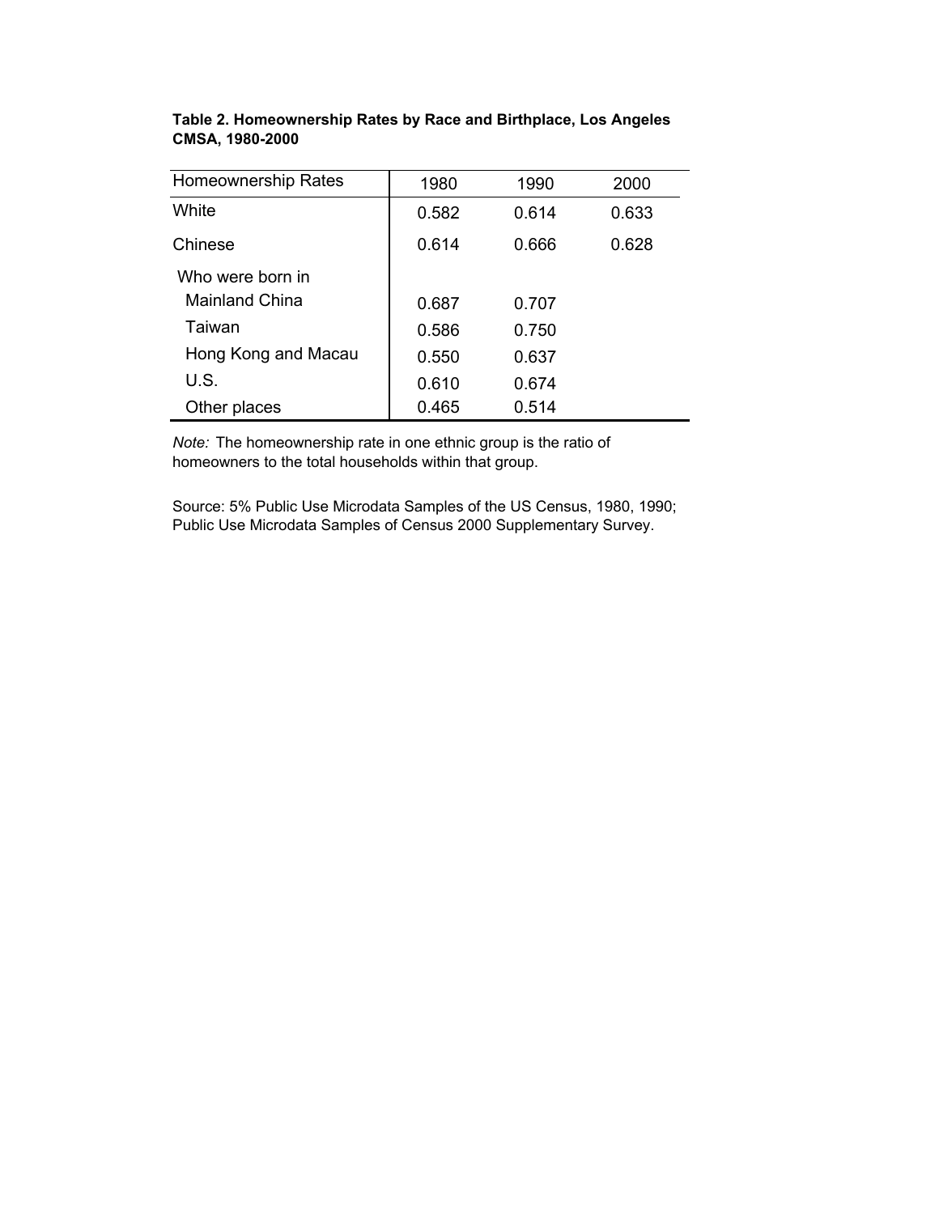**Table 2. Homeownership Rates by Race and Birthplace, Los Angeles CMSA, 1980-2000**

| Homeownership Rates | 1980 | 1990 | 2000 |
|---|---|---|---|
| White | 0.582 | 0.614 | 0.633 |
| Chinese | 0.614 | 0.666 | 0.628 |
| Who were born in | | | |
| Mainland China | 0.687 | 0.707 | |
| Taiwan | 0.586 | 0.750 | |
| Hong Kong and Macau | 0.550 | 0.637 | |
| U.S. | 0.610 | 0.674 | |
| Other places | 0.465 | 0.514 | |

*Note:* The homeownership rate in one ethnic group is the ratio of homeowners to the total households within that group.

Source: 5% Public Use Microdata Samples of the US Census, 1980, 1990; Public Use Microdata Samples of Census 2000 Supplementary Survey.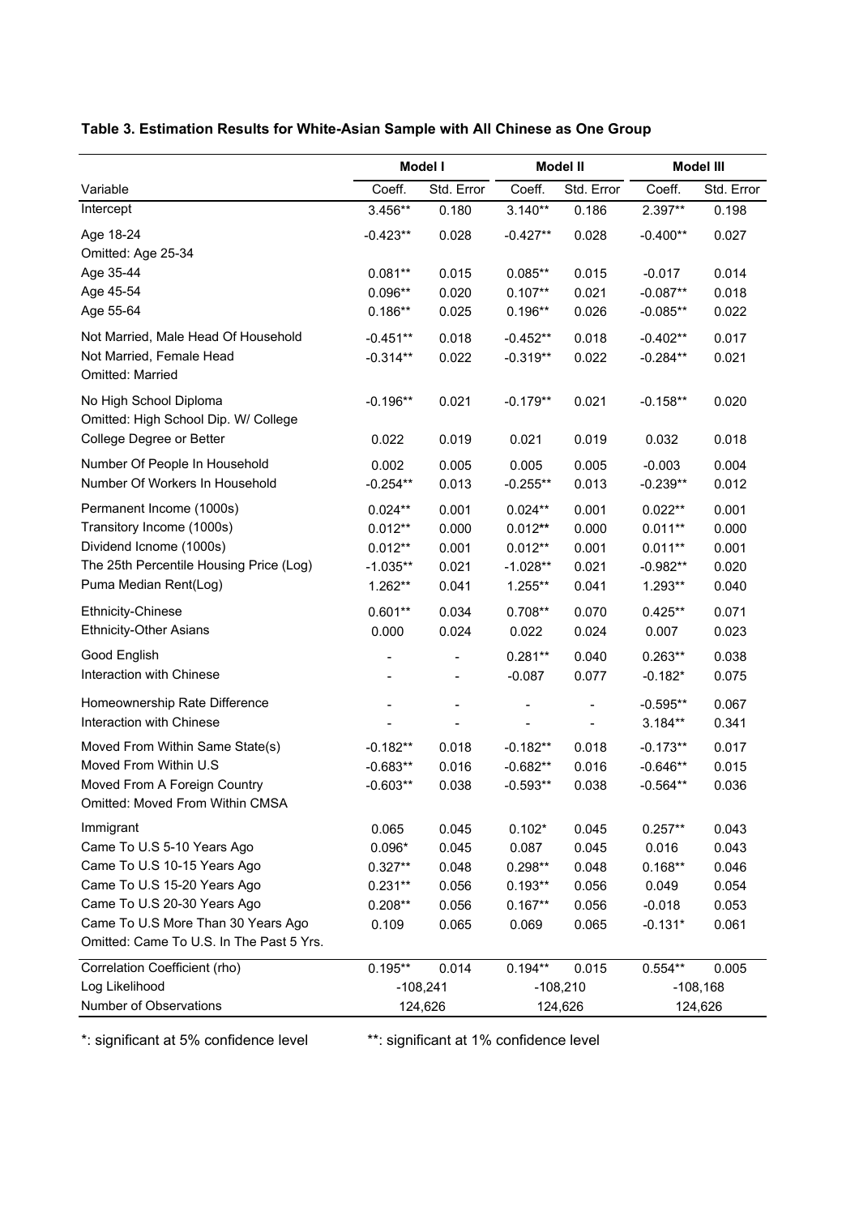**Table 3. Estimation Results for White-Asian Sample with All Chinese as One Group**

| | Model I | | Model II | | Model III | |
|---|---|---|---|---|---|---|
| Variable | Coeff. | Std. Error | Coeff. | Std. Error | Coeff. | Std. Error |
| Intercept | 3.456** | 0.180 | 3.140** | 0.186 | 2.397** | 0.198 |
| Age 18-24 | -0.423** | 0.028 | -0.427** | 0.028 | -0.400** | 0.027 |
| Omitted: Age 25-34 | | | | | | |
| Age 35-44 | 0.081** | 0.015 | 0.085** | 0.015 | -0.017 | 0.014 |
| Age 45-54 | 0.096** | 0.020 | 0.107** | 0.021 | -0.087** | 0.018 |
| Age 55-64 | 0.186** | 0.025 | 0.196** | 0.026 | -0.085** | 0.022 |
| Not Married, Male Head Of Household | -0.451** | 0.018 | -0.452** | 0.018 | -0.402** | 0.017 |
| Not Married, Female Head | -0.314** | 0.022 | -0.319** | 0.022 | -0.284** | 0.021 |
| Omitted: Married | | | | | | |
| No High School Diploma | -0.196** | 0.021 | -0.179** | 0.021 | -0.158** | 0.020 |
| Omitted: High School Dip. W/ College | | | | | | |
| College Degree or Better | 0.022 | 0.019 | 0.021 | 0.019 | 0.032 | 0.018 |
| Number Of People In Household | 0.002 | 0.005 | 0.005 | 0.005 | -0.003 | 0.004 |
| Number Of Workers In Household | -0.254** | 0.013 | -0.255** | 0.013 | -0.239** | 0.012 |
| Permanent Income (1000s) | 0.024** | 0.001 | 0.024** | 0.001 | 0.022** | 0.001 |
| Transitory Income (1000s) | 0.012** | 0.000 | 0.012** | 0.000 | 0.011** | 0.000 |
| Dividend Icnome (1000s) | 0.012** | 0.001 | 0.012** | 0.001 | 0.011** | 0.001 |
| The 25th Percentile Housing Price (Log) | -1.035** | 0.021 | -1.028** | 0.021 | -0.982** | 0.020 |
| Puma Median Rent(Log) | 1.262** | 0.041 | 1.255** | 0.041 | 1.293** | 0.040 |
| Ethnicity-Chinese | 0.601** | 0.034 | 0.708** | 0.070 | 0.425** | 0.071 |
| Ethnicity-Other Asians | 0.000 | 0.024 | 0.022 | 0.024 | 0.007 | 0.023 |
| Good English | - | - | 0.281** | 0.040 | 0.263** | 0.038 |
| Interaction with Chinese | - | - | -0.087 | 0.077 | -0.182* | 0.075 |
| Homeownership Rate Difference | - | - | - | - | -0.595** | 0.067 |
| Interaction with Chinese | - | - | - | - | 3.184** | 0.341 |
| Moved From Within Same State(s) | -0.182** | 0.018 | -0.182** | 0.018 | -0.173** | 0.017 |
| Moved From Within U.S | -0.683** | 0.016 | -0.682** | 0.016 | -0.646** | 0.015 |
| Moved From A Foreign Country | -0.603** | 0.038 | -0.593** | 0.038 | -0.564** | 0.036 |
| Omitted: Moved From Within CMSA | | | | | | |
| Immigrant | 0.065 | 0.045 | 0.102* | 0.045 | 0.257** | 0.043 |
| Came To U.S 5-10 Years Ago | 0.096* | 0.045 | 0.087 | 0.045 | 0.016 | 0.043 |
| Came To U.S 10-15 Years Ago | 0.327** | 0.048 | 0.298** | 0.048 | 0.168** | 0.046 |
| Came To U.S 15-20 Years Ago | 0.231** | 0.056 | 0.193** | 0.056 | 0.049 | 0.054 |
| Came To U.S 20-30 Years Ago | 0.208** | 0.056 | 0.167** | 0.056 | -0.018 | 0.053 |
| Came To U.S More Than 30 Years Ago | 0.109 | 0.065 | 0.069 | 0.065 | -0.131* | 0.061 |
| Omitted: Came To U.S. In The Past 5 Yrs. | | | | | | |
| Correlation Coefficient (rho) | 0.195** | 0.014 | 0.194** | 0.015 | 0.554** | 0.005 |
| Log Likelihood | -108,241 | | -108,210 | | -108,168 | |
| Number of Observations | 124,626 | | 124,626 | | 124,626 | |

*: significant at 5% confidence level    **: significant at 1% confidence level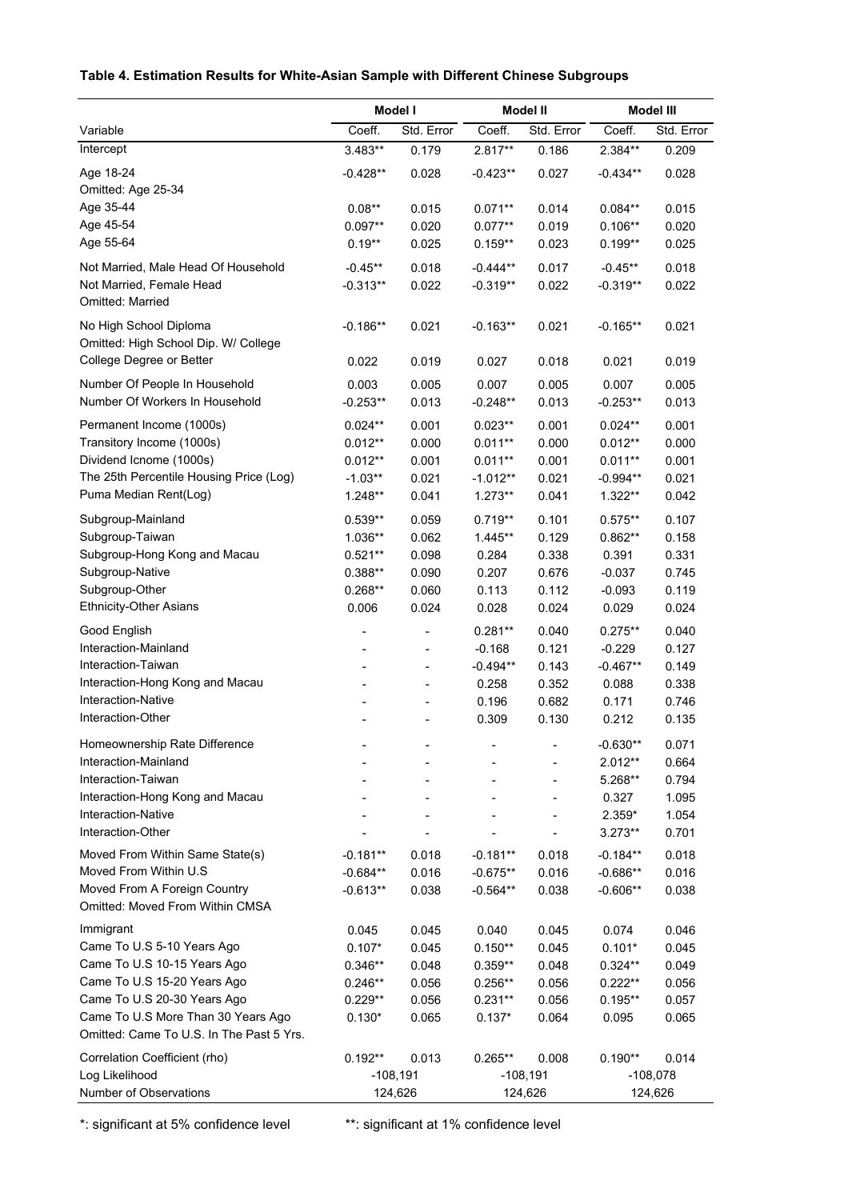**Table 4. Estimation Results for White-Asian Sample with Different Chinese Subgroups**

| | Model I | | Model II | | Model III | |
|---|---|---|---|---|---|---|
| Variable | Coeff. | Std. Error | Coeff. | Std. Error | Coeff. | Std. Error |
| Intercept | 3.483** | 0.179 | 2.817** | 0.186 | 2.384** | 0.209 |
| Age 18-24 | -0.428** | 0.028 | -0.423** | 0.027 | -0.434** | 0.028 |
| Omitted: Age 25-34 | | | | | | |
| Age 35-44 | 0.08** | 0.015 | 0.071** | 0.014 | 0.084** | 0.015 |
| Age 45-54 | 0.097** | 0.020 | 0.077** | 0.019 | 0.106** | 0.020 |
| Age 55-64 | 0.19** | 0.025 | 0.159** | 0.023 | 0.199** | 0.025 |
| Not Married, Male Head Of Household | -0.45** | 0.018 | -0.444** | 0.017 | -0.45** | 0.018 |
| Not Married, Female Head | -0.313** | 0.022 | -0.319** | 0.022 | -0.319** | 0.022 |
| Omitted: Married | | | | | | |
| No High School Diploma | -0.186** | 0.021 | -0.163** | 0.021 | -0.165** | 0.021 |
| Omitted: High School Dip. W/ College | | | | | | |
| College Degree or Better | 0.022 | 0.019 | 0.027 | 0.018 | 0.021 | 0.019 |
| Number Of People In Household | 0.003 | 0.005 | 0.007 | 0.005 | 0.007 | 0.005 |
| Number Of Workers In Household | -0.253** | 0.013 | -0.248** | 0.013 | -0.253** | 0.013 |
| Permanent Income (1000s) | 0.024** | 0.001 | 0.023** | 0.001 | 0.024** | 0.001 |
| Transitory Income (1000s) | 0.012** | 0.000 | 0.011** | 0.000 | 0.012** | 0.000 |
| Dividend Icnome (1000s) | 0.012** | 0.001 | 0.011** | 0.001 | 0.011** | 0.001 |
| The 25th Percentile Housing Price (Log) | -1.03** | 0.021 | -1.012** | 0.021 | -0.994** | 0.021 |
| Puma Median Rent(Log) | 1.248** | 0.041 | 1.273** | 0.041 | 1.322** | 0.042 |
| Subgroup-Mainland | 0.539** | 0.059 | 0.719** | 0.101 | 0.575** | 0.107 |
| Subgroup-Taiwan | 1.036** | 0.062 | 1.445** | 0.129 | 0.862** | 0.158 |
| Subgroup-Hong Kong and Macau | 0.521** | 0.098 | 0.284 | 0.338 | 0.391 | 0.331 |
| Subgroup-Native | 0.388** | 0.090 | 0.207 | 0.676 | -0.037 | 0.745 |
| Subgroup-Other | 0.268** | 0.060 | 0.113 | 0.112 | -0.093 | 0.119 |
| Ethnicity-Other Asians | 0.006 | 0.024 | 0.028 | 0.024 | 0.029 | 0.024 |
| Good English | - | - | 0.281** | 0.040 | 0.275** | 0.040 |
| Interaction-Mainland | - | - | -0.168 | 0.121 | -0.229 | 0.127 |
| Interaction-Taiwan | - | - | -0.494** | 0.143 | -0.467** | 0.149 |
| Interaction-Hong Kong and Macau | - | - | 0.258 | 0.352 | 0.088 | 0.338 |
| Interaction-Native | - | - | 0.196 | 0.682 | 0.171 | 0.746 |
| Interaction-Other | - | - | 0.309 | 0.130 | 0.212 | 0.135 |
| Homeownership Rate Difference | - | - | - | - | -0.630** | 0.071 |
| Interaction-Mainland | - | - | - | - | 2.012** | 0.664 |
| Interaction-Taiwan | - | - | - | - | 5.268** | 0.794 |
| Interaction-Hong Kong and Macau | - | - | - | - | 0.327 | 1.095 |
| Interaction-Native | - | - | - | - | 2.359* | 1.054 |
| Interaction-Other | - | - | - | - | 3.273** | 0.701 |
| Moved From Within Same State(s) | -0.181** | 0.018 | -0.181** | 0.018 | -0.184** | 0.018 |
| Moved From Within U.S | -0.684** | 0.016 | -0.675** | 0.016 | -0.686** | 0.016 |
| Moved From A Foreign Country | -0.613** | 0.038 | -0.564** | 0.038 | -0.606** | 0.038 |
| Omitted: Moved From Within CMSA | | | | | | |
| Immigrant | 0.045 | 0.045 | 0.040 | 0.045 | 0.074 | 0.046 |
| Came To U.S 5-10 Years Ago | 0.107* | 0.045 | 0.150** | 0.045 | 0.101* | 0.045 |
| Came To U.S 10-15 Years Ago | 0.346** | 0.048 | 0.359** | 0.048 | 0.324** | 0.049 |
| Came To U.S 15-20 Years Ago | 0.246** | 0.056 | 0.256** | 0.056 | 0.222** | 0.056 |
| Came To U.S 20-30 Years Ago | 0.229** | 0.056 | 0.231** | 0.056 | 0.195** | 0.057 |
| Came To U.S More Than 30 Years Ago | 0.130* | 0.065 | 0.137* | 0.064 | 0.095 | 0.065 |
| Omitted: Came To U.S. In The Past 5 Yrs. | | | | | | |
| Correlation Coefficient (rho) | 0.192** | 0.013 | 0.265** | 0.008 | 0.190** | 0.014 |
| Log Likelihood | -108,191 | | -108,191 | | -108,078 | |
| Number of Observations | 124,626 | | 124,626 | | 124,626 | |

*: significant at 5% confidence level     **: significant at 1% confidence level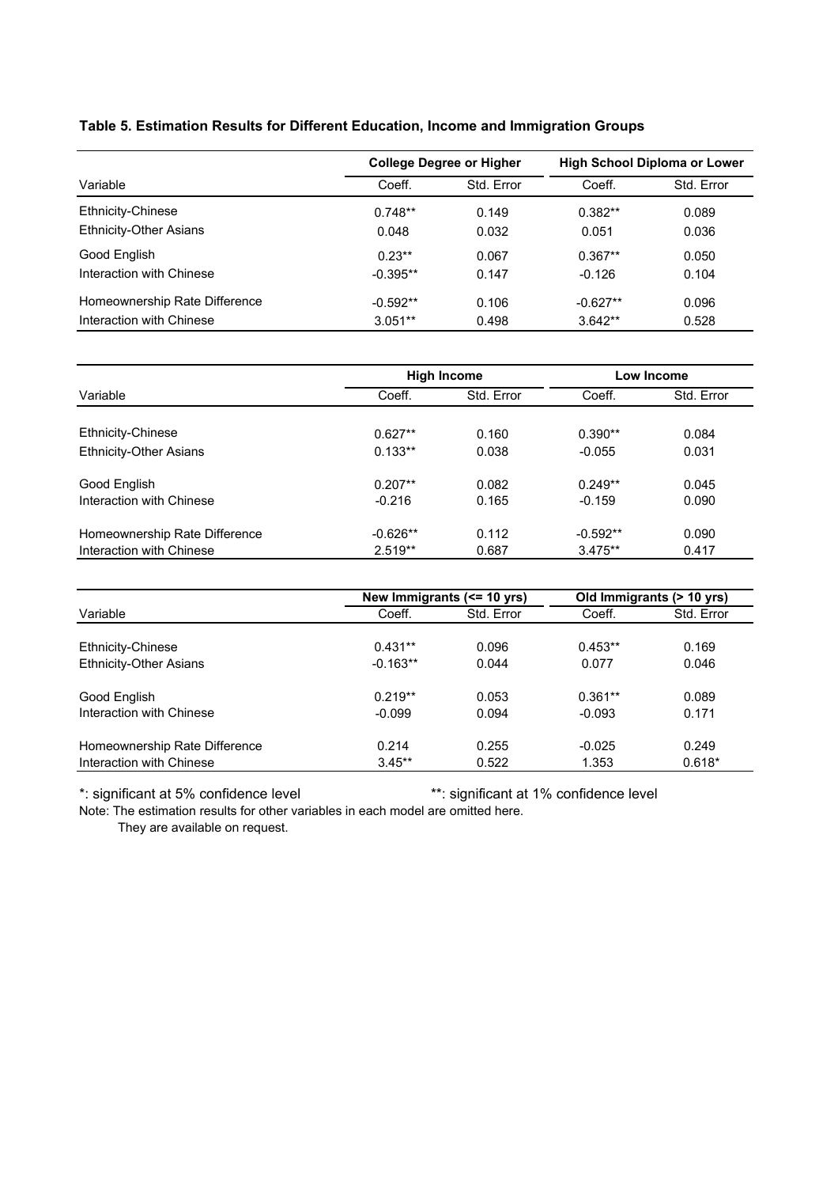**Table 5. Estimation Results for Different Education, Income and Immigration Groups**

| | College Degree or Higher | | High School Diploma or Lower | |
|---|---|---|---|---|
| Variable | Coeff. | Std. Error | Coeff. | Std. Error |
| Ethnicity-Chinese | 0.748** | 0.149 | 0.382** | 0.089 |
| Ethnicity-Other Asians | 0.048 | 0.032 | 0.051 | 0.036 |
| Good English | 0.23** | 0.067 | 0.367** | 0.050 |
| Interaction with Chinese | -0.395** | 0.147 | -0.126 | 0.104 |
| Homeownership Rate Difference | -0.592** | 0.106 | -0.627** | 0.096 |
| Interaction with Chinese | 3.051** | 0.498 | 3.642** | 0.528 |

| | High Income | | Low Income | |
|---|---|---|---|---|
| Variable | Coeff. | Std. Error | Coeff. | Std. Error |
| Ethnicity-Chinese | 0.627** | 0.160 | 0.390** | 0.084 |
| Ethnicity-Other Asians | 0.133** | 0.038 | -0.055 | 0.031 |
| Good English | 0.207** | 0.082 | 0.249** | 0.045 |
| Interaction with Chinese | -0.216 | 0.165 | -0.159 | 0.090 |
| Homeownership Rate Difference | -0.626** | 0.112 | -0.592** | 0.090 |
| Interaction with Chinese | 2.519** | 0.687 | 3.475** | 0.417 |

| | New Immigrants (<= 10 yrs) | | Old Immigrants (> 10 yrs) | |
|---|---|---|---|---|
| Variable | Coeff. | Std. Error | Coeff. | Std. Error |
| Ethnicity-Chinese | 0.431** | 0.096 | 0.453** | 0.169 |
| Ethnicity-Other Asians | -0.163** | 0.044 | 0.077 | 0.046 |
| Good English | 0.219** | 0.053 | 0.361** | 0.089 |
| Interaction with Chinese | -0.099 | 0.094 | -0.093 | 0.171 |
| Homeownership Rate Difference | 0.214 | 0.255 | -0.025 | 0.249 |
| Interaction with Chinese | 3.45** | 0.522 | 1.353 | 0.618* |

*: significant at 5% confidence level     **: significant at 1% confidence level

Note: The estimation results for other variables in each model are omitted here.
They are available on request.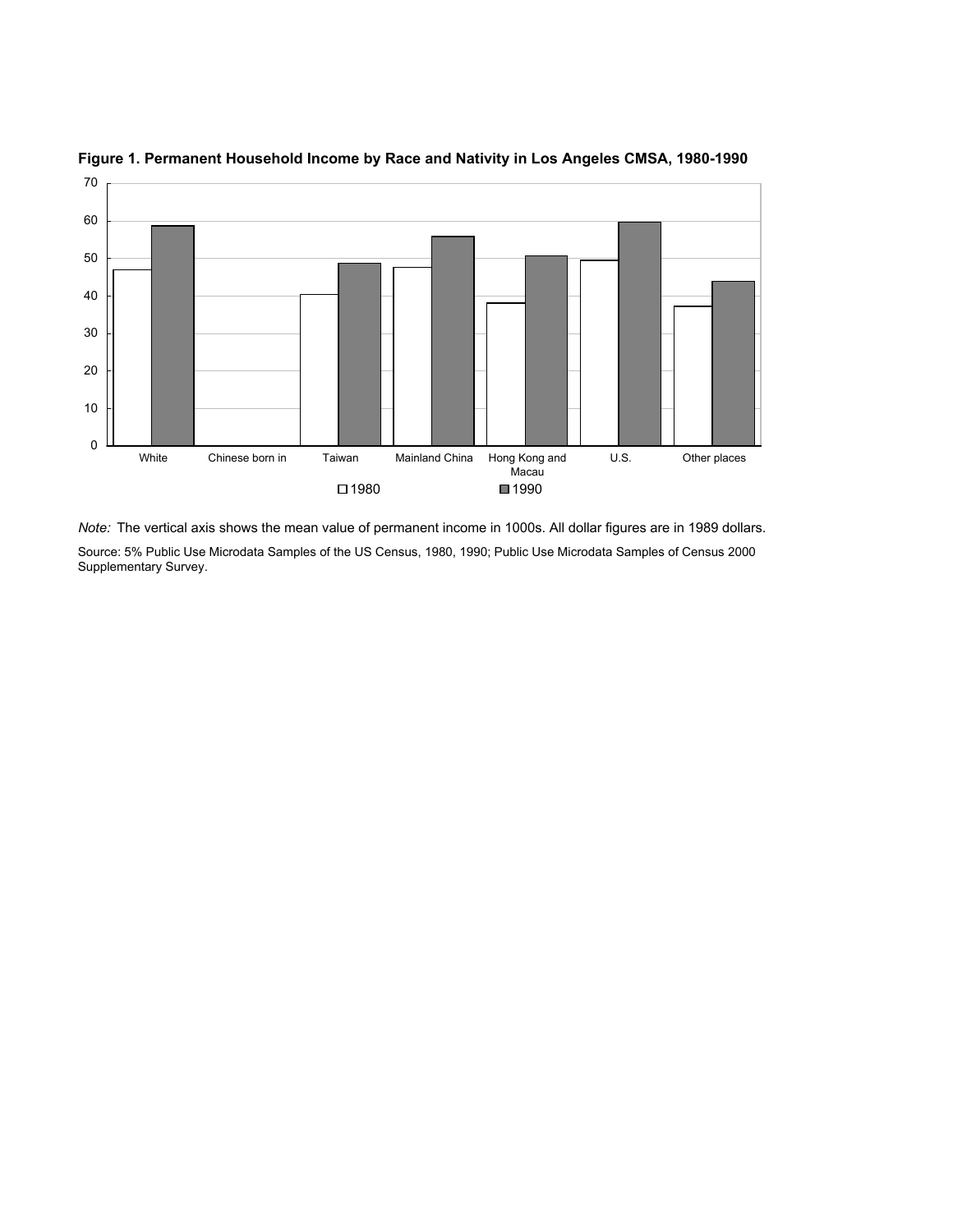**Figure 1. Permanent Household Income by Race and Nativity in Los Angeles CMSA, 1980-1990**

70
60
50
40
30
20
10
0

White
Chinese born in
Taiwan
Mainland China
Hong Kong and Macau
U.S.
Other places

1980
1990

*Note:* The vertical axis shows the mean value of permanent income in 1000s. All dollar figures are in 1989 dollars.

Source: 5% Public Use Microdata Samples of the US Census, 1980, 1990; Public Use Microdata Samples of Census 2000 Supplementary Survey.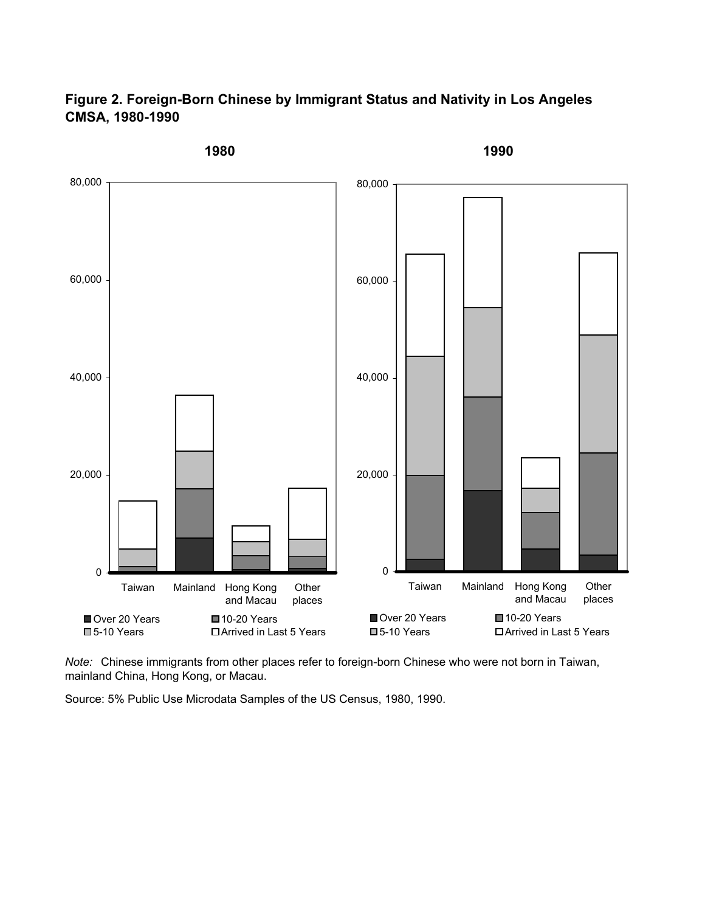**Figure 2. Foreign-Born Chinese by Immigrant Status and Nativity in Los Angeles CMSA, 1980-1990**

1980

80,000
60,000
40,000
20,000
0

Taiwan
Mainland
Hong Kong and Macau
Other places

Over 20 Years
10-20 Years
5-10 Years
Arrived in Last 5 Years

1990

80,000
60,000
40,000
20,000
0

Taiwan
Mainland
Hong Kong and Macau
Other places

Over 20 Years
10-20 Years
5-10 Years
Arrived in Last 5 Years

*Note:* Chinese immigrants from other places refer to foreign-born Chinese who were not born in Taiwan, mainland China, Hong Kong, or Macau.

Source: 5% Public Use Microdata Samples of the US Census, 1980, 1990.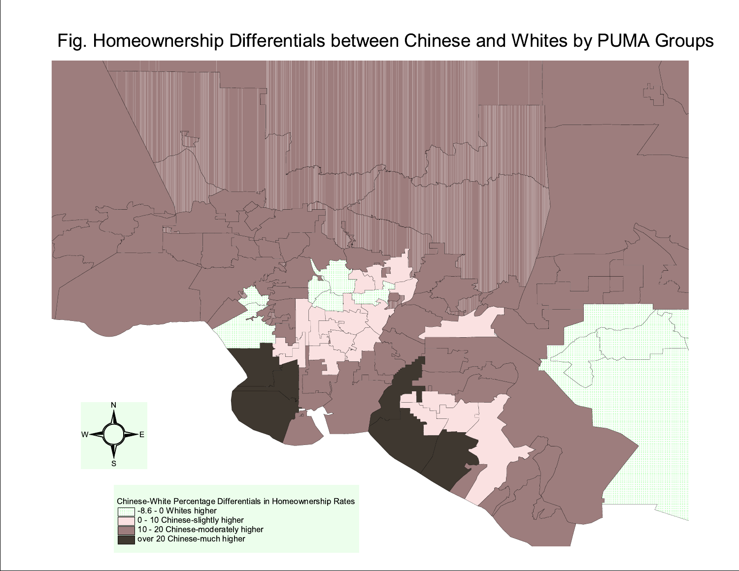# Fig. Homeownership Differentials between Chinese and Whites by PUMA Groups

N

W

E

S

Chinese-White Percentage Differentials in Homeownership Rates

-8.6 - 0 Whites higher

0 - 10 Chinese-slightly higher

10 - 20 Chinese-moderately higher

over 20 Chinese-much higher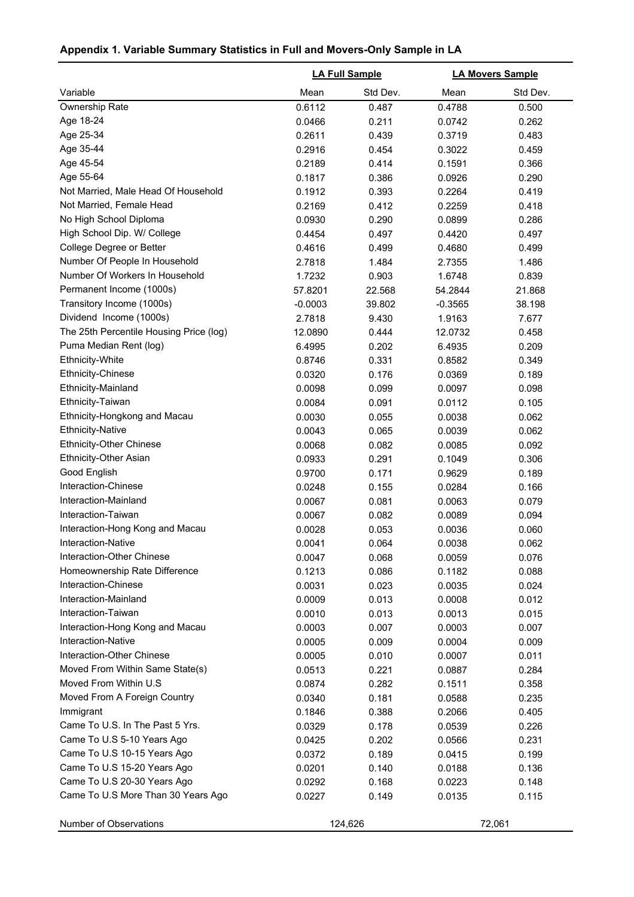**Appendix 1. Variable Summary Statistics in Full and Movers-Only Sample in LA**

| | LA Full Sample | | LA Movers Sample | |
|---|---|---|---|---|
| Variable | Mean | Std Dev. | Mean | Std Dev. |
| Ownership Rate | 0.6112 | 0.487 | 0.4788 | 0.500 |
| Age 18-24 | 0.0466 | 0.211 | 0.0742 | 0.262 |
| Age 25-34 | 0.2611 | 0.439 | 0.3719 | 0.483 |
| Age 35-44 | 0.2916 | 0.454 | 0.3022 | 0.459 |
| Age 45-54 | 0.2189 | 0.414 | 0.1591 | 0.366 |
| Age 55-64 | 0.1817 | 0.386 | 0.0926 | 0.290 |
| Not Married, Male Head Of Household | 0.1912 | 0.393 | 0.2264 | 0.419 |
| Not Married, Female Head | 0.2169 | 0.412 | 0.2259 | 0.418 |
| No High School Diploma | 0.0930 | 0.290 | 0.0899 | 0.286 |
| High School Dip. W/ College | 0.4454 | 0.497 | 0.4420 | 0.497 |
| College Degree or Better | 0.4616 | 0.499 | 0.4680 | 0.499 |
| Number Of People In Household | 2.7818 | 1.484 | 2.7355 | 1.486 |
| Number Of Workers In Household | 1.7232 | 0.903 | 1.6748 | 0.839 |
| Permanent Income (1000s) | 57.8201 | 22.568 | 54.2844 | 21.868 |
| Transitory Income (1000s) | -0.0003 | 39.802 | -0.3565 | 38.198 |
| Dividend Income (1000s) | 2.7818 | 9.430 | 1.9163 | 7.677 |
| The 25th Percentile Housing Price (log) | 12.0890 | 0.444 | 12.0732 | 0.458 |
| Puma Median Rent (log) | 6.4995 | 0.202 | 6.4935 | 0.209 |
| Ethnicity-White | 0.8746 | 0.331 | 0.8582 | 0.349 |
| Ethnicity-Chinese | 0.0320 | 0.176 | 0.0369 | 0.189 |
| Ethnicity-Mainland | 0.0098 | 0.099 | 0.0097 | 0.098 |
| Ethnicity-Taiwan | 0.0084 | 0.091 | 0.0112 | 0.105 |
| Ethnicity-Hongkong and Macau | 0.0030 | 0.055 | 0.0038 | 0.062 |
| Ethnicity-Native | 0.0043 | 0.065 | 0.0039 | 0.062 |
| Ethnicity-Other Chinese | 0.0068 | 0.082 | 0.0085 | 0.092 |
| Ethnicity-Other Asian | 0.0933 | 0.291 | 0.1049 | 0.306 |
| Good English | 0.9700 | 0.171 | 0.9629 | 0.189 |
| Interaction-Chinese | 0.0248 | 0.155 | 0.0284 | 0.166 |
| Interaction-Mainland | 0.0067 | 0.081 | 0.0063 | 0.079 |
| Interaction-Taiwan | 0.0067 | 0.082 | 0.0089 | 0.094 |
| Interaction-Hong Kong and Macau | 0.0028 | 0.053 | 0.0036 | 0.060 |
| Interaction-Native | 0.0041 | 0.064 | 0.0038 | 0.062 |
| Interaction-Other Chinese | 0.0047 | 0.068 | 0.0059 | 0.076 |
| Homeownership Rate Difference | 0.1213 | 0.086 | 0.1182 | 0.088 |
| Interaction-Chinese | 0.0031 | 0.023 | 0.0035 | 0.024 |
| Interaction-Mainland | 0.0009 | 0.013 | 0.0008 | 0.012 |
| Interaction-Taiwan | 0.0010 | 0.013 | 0.0013 | 0.015 |
| Interaction-Hong Kong and Macau | 0.0003 | 0.007 | 0.0003 | 0.007 |
| Interaction-Native | 0.0005 | 0.009 | 0.0004 | 0.009 |
| Interaction-Other Chinese | 0.0005 | 0.010 | 0.0007 | 0.011 |
| Moved From Within Same State(s) | 0.0513 | 0.221 | 0.0887 | 0.284 |
| Moved From Within U.S | 0.0874 | 0.282 | 0.1511 | 0.358 |
| Moved From A Foreign Country | 0.0340 | 0.181 | 0.0588 | 0.235 |
| Immigrant | 0.1846 | 0.388 | 0.2066 | 0.405 |
| Came To U.S. In The Past 5 Yrs. | 0.0329 | 0.178 | 0.0539 | 0.226 |
| Came To U.S 5-10 Years Ago | 0.0425 | 0.202 | 0.0566 | 0.231 |
| Came To U.S 10-15 Years Ago | 0.0372 | 0.189 | 0.0415 | 0.199 |
| Came To U.S 15-20 Years Ago | 0.0201 | 0.140 | 0.0188 | 0.136 |
| Came To U.S 20-30 Years Ago | 0.0292 | 0.168 | 0.0223 | 0.148 |
| Came To U.S More Than 30 Years Ago | 0.0227 | 0.149 | 0.0135 | 0.115 |
| Number of Observations | 124,626 | | 72,061 | |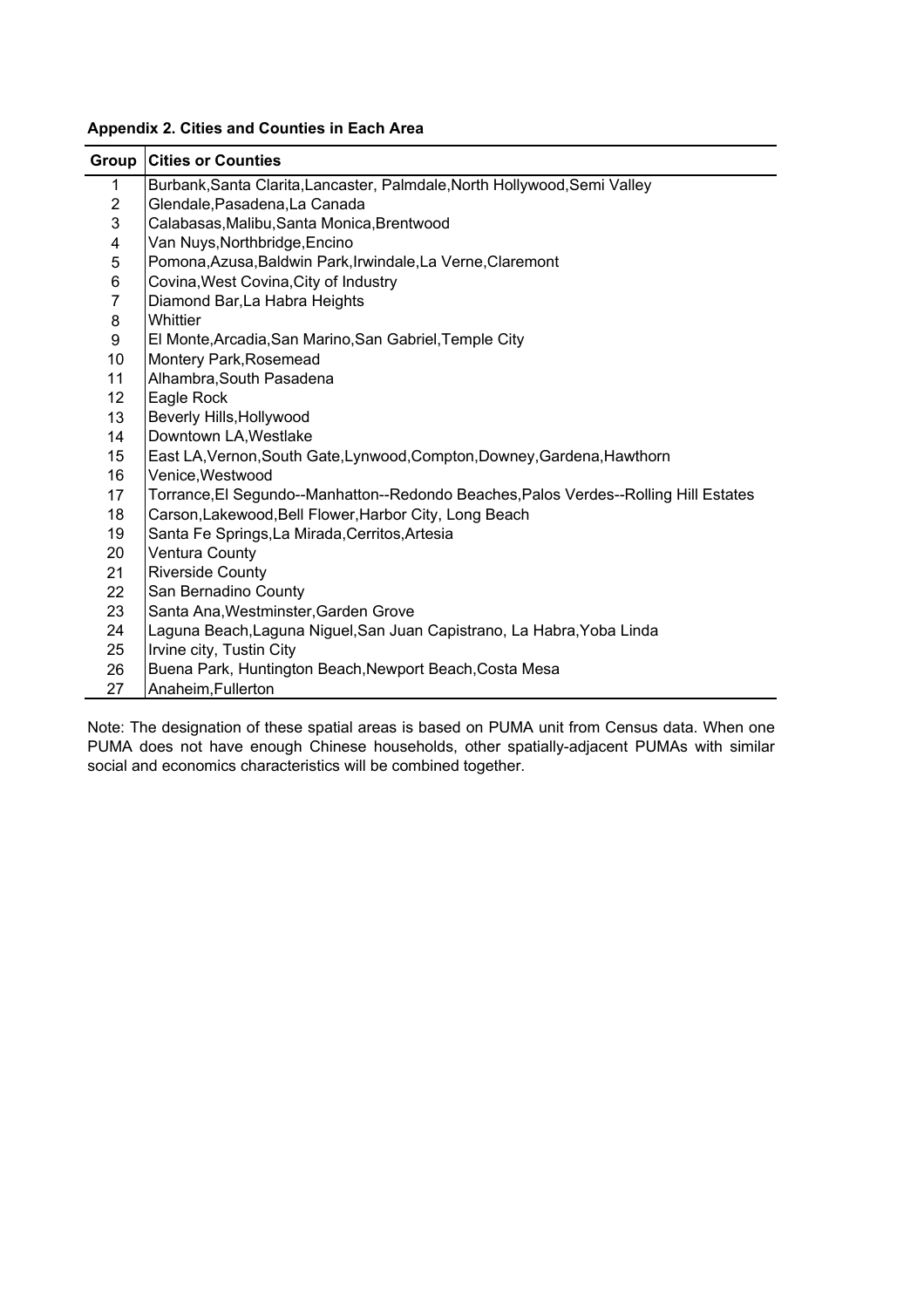**Appendix 2. Cities and Counties in Each Area**

| Group | Cities or Counties |
|---|---|
| 1 | Burbank,Santa Clarita,Lancaster, Palmdale,North Hollywood,Semi Valley |
| 2 | Glendale,Pasadena,La Canada |
| 3 | Calabasas,Malibu,Santa Monica,Brentwood |
| 4 | Van Nuys,Northbridge,Encino |
| 5 | Pomona,Azusa,Baldwin Park,Irwindale,La Verne,Claremont |
| 6 | Covina,West Covina,City of Industry |
| 7 | Diamond Bar,La Habra Heights |
| 8 | Whittier |
| 9 | El Monte,Arcadia,San Marino,San Gabriel,Temple City |
| 10 | Montery Park,Rosemead |
| 11 | Alhambra,South Pasadena |
| 12 | Eagle Rock |
| 13 | Beverly Hills,Hollywood |
| 14 | Downtown LA,Westlake |
| 15 | East LA,Vernon,South Gate,Lynwood,Compton,Downey,Gardena,Hawthorn |
| 16 | Venice,Westwood |
| 17 | Torrance,El Segundo--Manhatton--Redondo Beaches,Palos Verdes--Rolling Hill Estates |
| 18 | Carson,Lakewood,Bell Flower,Harbor City, Long Beach |
| 19 | Santa Fe Springs,La Mirada,Cerritos,Artesia |
| 20 | Ventura County |
| 21 | Riverside County |
| 22 | San Bernadino County |
| 23 | Santa Ana,Westminster,Garden Grove |
| 24 | Laguna Beach,Laguna Niguel,San Juan Capistrano, La Habra,Yoba Linda |
| 25 | Irvine city, Tustin City |
| 26 | Buena Park, Huntington Beach,Newport Beach,Costa Mesa |
| 27 | Anaheim,Fullerton |

Note: The designation of these spatial areas is based on PUMA unit from Census data. When one PUMA does not have enough Chinese households, other spatially-adjacent PUMAs with similar social and economics characteristics will be combined together.